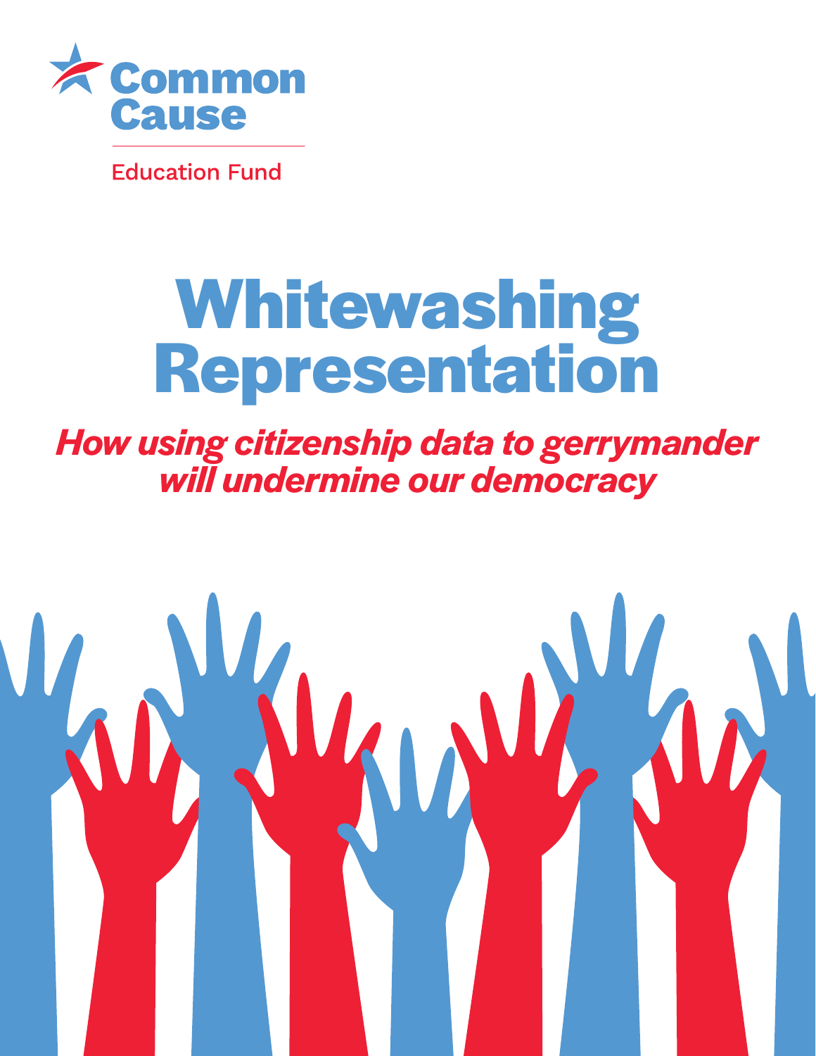Common Cause

Education Fund

# Whitewashing Representation

## *How using citizenship data to gerrymander will undermine our democracy*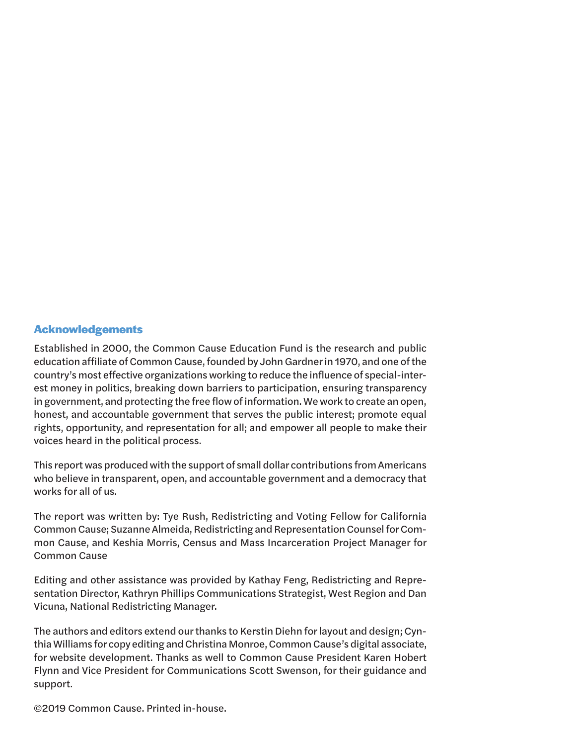## Acknowledgements

Established in 2000, the Common Cause Education Fund is the research and public education affiliate of Common Cause, founded by John Gardner in 1970, and one of the country's most effective organizations working to reduce the influence of special-interest money in politics, breaking down barriers to participation, ensuring transparency in government, and protecting the free flow of information. We work to create an open, honest, and accountable government that serves the public interest; promote equal rights, opportunity, and representation for all; and empower all people to make their voices heard in the political process.

This report was produced with the support of small dollar contributions from Americans who believe in transparent, open, and accountable government and a democracy that works for all of us.

The report was written by: Tye Rush, Redistricting and Voting Fellow for California Common Cause; Suzanne Almeida, Redistricting and Representation Counsel for Common Cause, and Keshia Morris, Census and Mass Incarceration Project Manager for Common Cause

Editing and other assistance was provided by Kathay Feng, Redistricting and Representation Director, Kathryn Phillips Communications Strategist, West Region and Dan Vicuna, National Redistricting Manager.

The authors and editors extend our thanks to Kerstin Diehn for layout and design; Cynthia Williams for copy editing and Christina Monroe, Common Cause's digital associate, for website development. Thanks as well to Common Cause President Karen Hobert Flynn and Vice President for Communications Scott Swenson, for their guidance and support.

©2019 Common Cause. Printed in-house.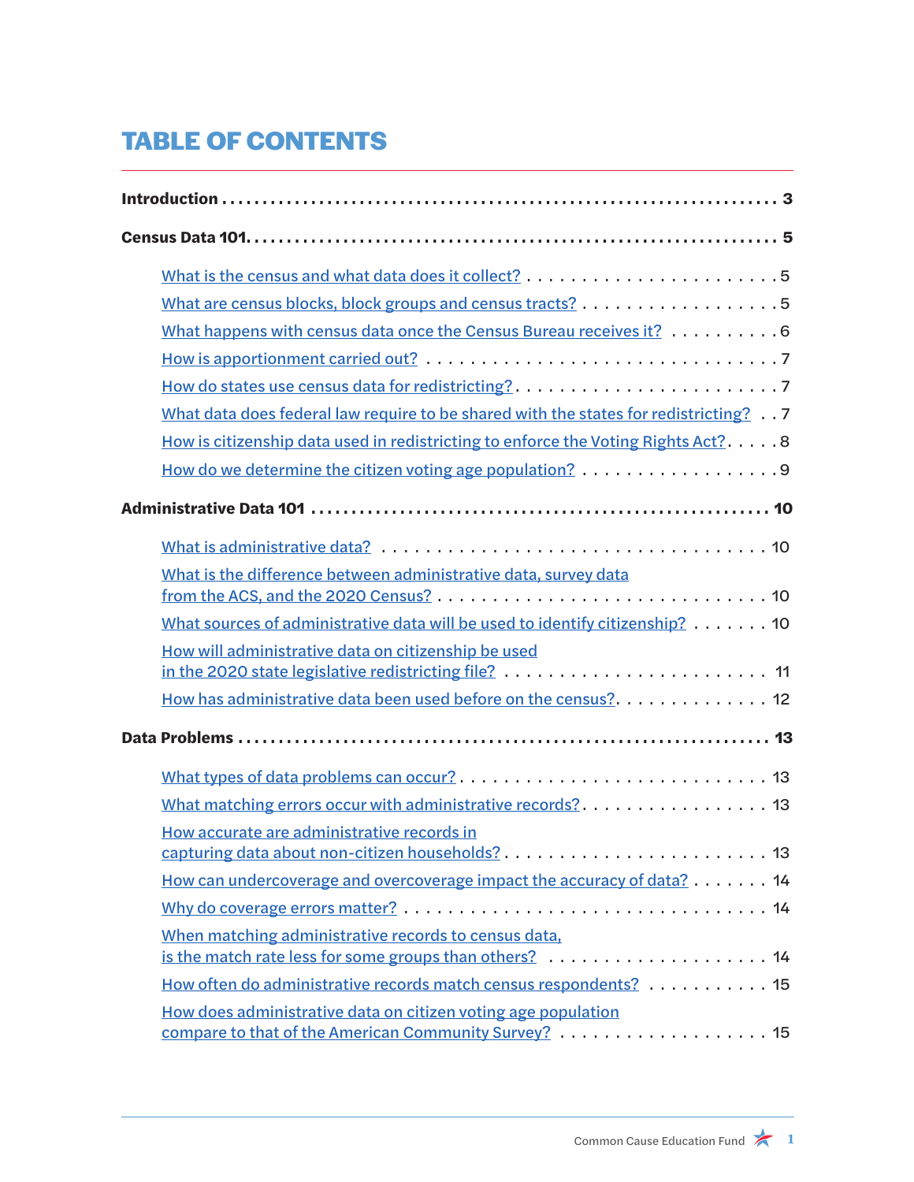# TABLE OF CONTENTS

**Introduction** . . . . . . . . . . . . . . . . . . . . . . . . . . . . . . . . . . . . . . . . . . . . . . . . . . . . . . . . . . . . . . . . . **3**

**Census Data 101** . . . . . . . . . . . . . . . . . . . . . . . . . . . . . . . . . . . . . . . . . . . . . . . . . . . . . . . . . . . . . . **5**

- What is the census and what data does it collect? . . . . . . . . . . . . . . . . . . . . . . . . 5
- What are census blocks, block groups and census tracts? . . . . . . . . . . . . . . . . . . . 5
- What happens with census data once the Census Bureau receives it? . . . . . . . . . . 6
- How is apportionment carried out? . . . . . . . . . . . . . . . . . . . . . . . . . . . . . . . . . 7
- How do states use census data for redistricting? . . . . . . . . . . . . . . . . . . . . . . . . 7
- What data does federal law require to be shared with the states for redistricting? . . 7
- How is citizenship data used in redistricting to enforce the Voting Rights Act? . . . . . 8
- How do we determine the citizen voting age population? . . . . . . . . . . . . . . . . . . . 9

**Administrative Data 101** . . . . . . . . . . . . . . . . . . . . . . . . . . . . . . . . . . . . . . . . . . . . . . . . . . . . . . **10**

- What is administrative data? . . . . . . . . . . . . . . . . . . . . . . . . . . . . . . . . . . . . . 10
- What is the difference between administrative data, survey data from the ACS, and the 2020 Census? . . . . . . . . . . . . . . . . . . . . . . . . . . . . . . . . . 10
- What sources of administrative data will be used to identify citizenship? . . . . . . . 10
- How will administrative data on citizenship be used in the 2020 state legislative redistricting file? . . . . . . . . . . . . . . . . . . . . . . . . . 11
- How has administrative data been used before on the census? . . . . . . . . . . . . . . 12

**Data Problems** . . . . . . . . . . . . . . . . . . . . . . . . . . . . . . . . . . . . . . . . . . . . . . . . . . . . . . . . . . . . . . **13**

- What types of data problems can occur? . . . . . . . . . . . . . . . . . . . . . . . . . . . . 13
- What matching errors occur with administrative records? . . . . . . . . . . . . . . . . . 13
- How accurate are administrative records in capturing data about non-citizen households? . . . . . . . . . . . . . . . . . . . . . . . . . 13
- How can undercoverage and overcoverage impact the accuracy of data? . . . . . . . 14
- Why do coverage errors matter? . . . . . . . . . . . . . . . . . . . . . . . . . . . . . . . . . . 14
- When matching administrative records to census data, is the match rate less for some groups than others? . . . . . . . . . . . . . . . . . . . . . 14
- How often do administrative records match census respondents? . . . . . . . . . . . 15
- How does administrative data on citizen voting age population compare to that of the American Community Survey? . . . . . . . . . . . . . . . . . . . . 15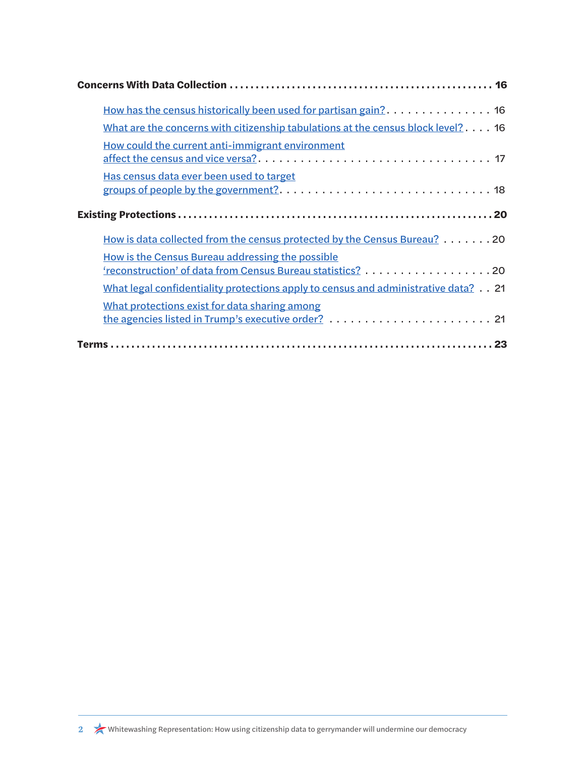**Concerns With Data Collection** . . . . . . . . . . . . . . . . . . . . . . . . . . . . . . . . . . . . . . . . . . . . . . . . . **16**

- How has the census historically been used for partisan gain? . . . . . . . . . . . . . . . . 16
- What are the concerns with citizenship tabulations at the census block level? . . . . 16
- How could the current anti-immigrant environment affect the census and vice versa? . . . . . . . . . . . . . . . . . . . . . . . . . . . . . . . . . 17
- Has census data ever been used to target groups of people by the government? . . . . . . . . . . . . . . . . . . . . . . . . . . . . . . 18

**Existing Protections** . . . . . . . . . . . . . . . . . . . . . . . . . . . . . . . . . . . . . . . . . . . . . . . . . . . . . . . . . . **20**

- How is data collected from the census protected by the Census Bureau? . . . . . . . 20
- How is the Census Bureau addressing the possible 'reconstruction' of data from Census Bureau statistics? . . . . . . . . . . . . . . . . . . . 20
- What legal confidentiality protections apply to census and administrative data? . . 21
- What protections exist for data sharing among the agencies listed in Trump's executive order? . . . . . . . . . . . . . . . . . . . . . . . 21

**Terms** . . . . . . . . . . . . . . . . . . . . . . . . . . . . . . . . . . . . . . . . . . . . . . . . . . . . . . . . . . . . . . . . . . . . **23**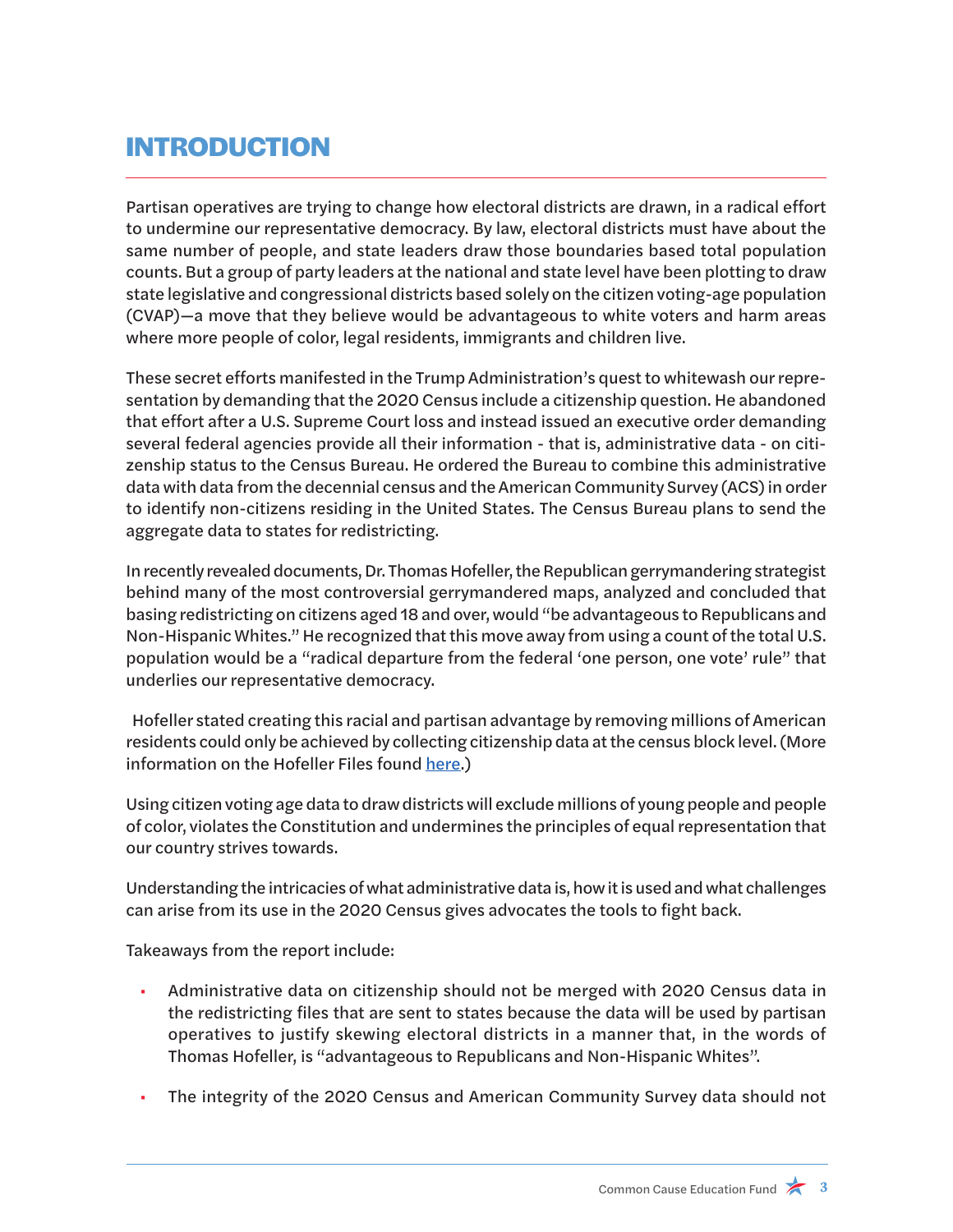# INTRODUCTION

Partisan operatives are trying to change how electoral districts are drawn, in a radical effort to undermine our representative democracy. By law, electoral districts must have about the same number of people, and state leaders draw those boundaries based total population counts. But a group of party leaders at the national and state level have been plotting to draw state legislative and congressional districts based solely on the citizen voting-age population (CVAP)—a move that they believe would be advantageous to white voters and harm areas where more people of color, legal residents, immigrants and children live.

These secret efforts manifested in the Trump Administration's quest to whitewash our representation by demanding that the 2020 Census include a citizenship question. He abandoned that effort after a U.S. Supreme Court loss and instead issued an executive order demanding several federal agencies provide all their information - that is, administrative data - on citizenship status to the Census Bureau. He ordered the Bureau to combine this administrative data with data from the decennial census and the American Community Survey (ACS) in order to identify non-citizens residing in the United States. The Census Bureau plans to send the aggregate data to states for redistricting.

In recently revealed documents, Dr. Thomas Hofeller, the Republican gerrymandering strategist behind many of the most controversial gerrymandered maps, analyzed and concluded that basing redistricting on citizens aged 18 and over, would "be advantageous to Republicans and Non-Hispanic Whites." He recognized that this move away from using a count of the total U.S. population would be a "radical departure from the federal 'one person, one vote' rule" that underlies our representative democracy.

Hofeller stated creating this racial and partisan advantage by removing millions of American residents could only be achieved by collecting citizenship data at the census block level. (More information on the Hofeller Files found here.)

Using citizen voting age data to draw districts will exclude millions of young people and people of color, violates the Constitution and undermines the principles of equal representation that our country strives towards.

Understanding the intricacies of what administrative data is, how it is used and what challenges can arise from its use in the 2020 Census gives advocates the tools to fight back.

Takeaways from the report include:

- Administrative data on citizenship should not be merged with 2020 Census data in the redistricting files that are sent to states because the data will be used by partisan operatives to justify skewing electoral districts in a manner that, in the words of Thomas Hofeller, is "advantageous to Republicans and Non-Hispanic Whites".
- The integrity of the 2020 Census and American Community Survey data should not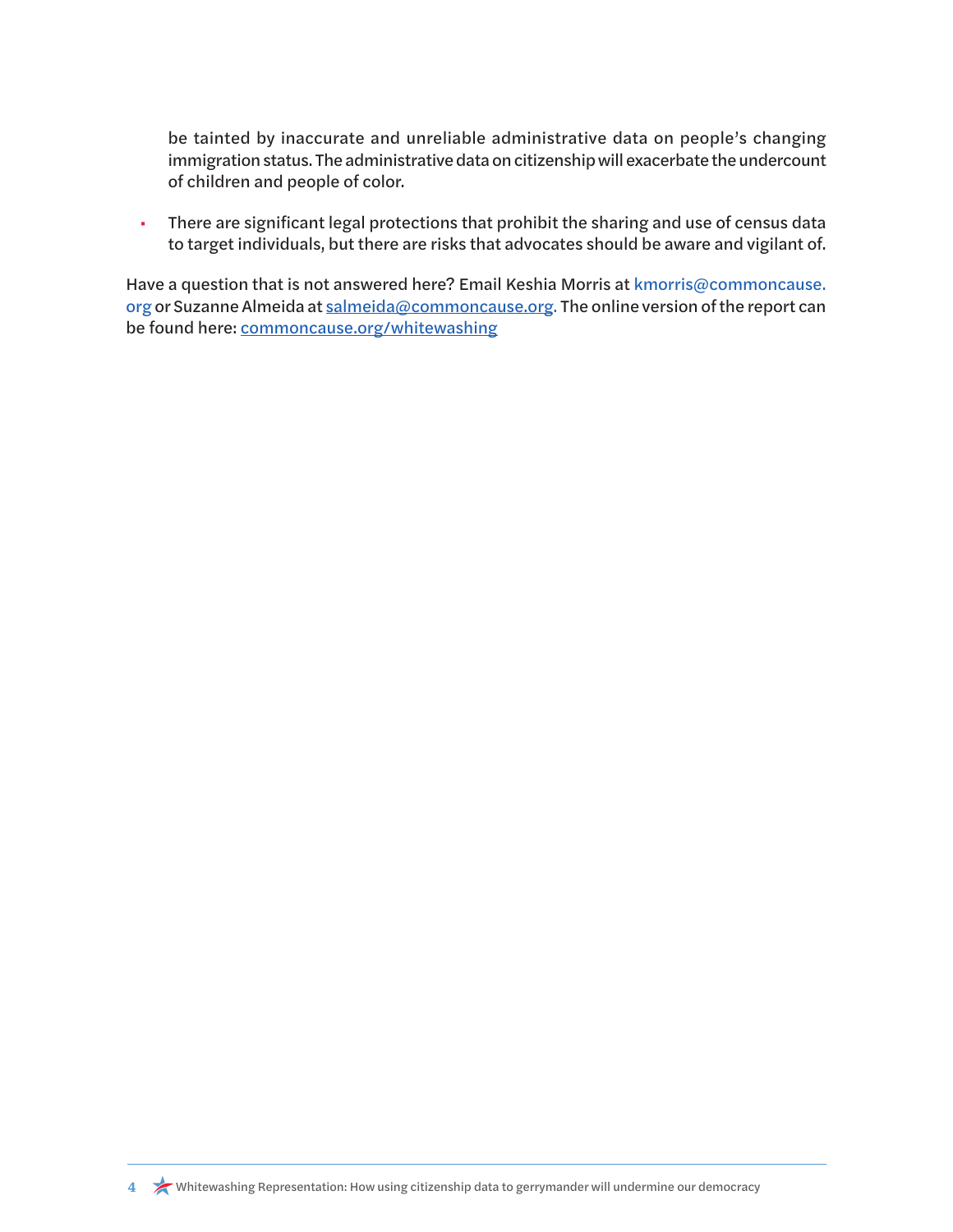be tainted by inaccurate and unreliable administrative data on people's changing immigration status. The administrative data on citizenship will exacerbate the undercount of children and people of color.

- There are significant legal protections that prohibit the sharing and use of census data to target individuals, but there are risks that advocates should be aware and vigilant of.

Have a question that is not answered here? Email Keshia Morris at kmorris@commoncause.org or Suzanne Almeida at salmeida@commoncause.org. The online version of the report can be found here: commoncause.org/whitewashing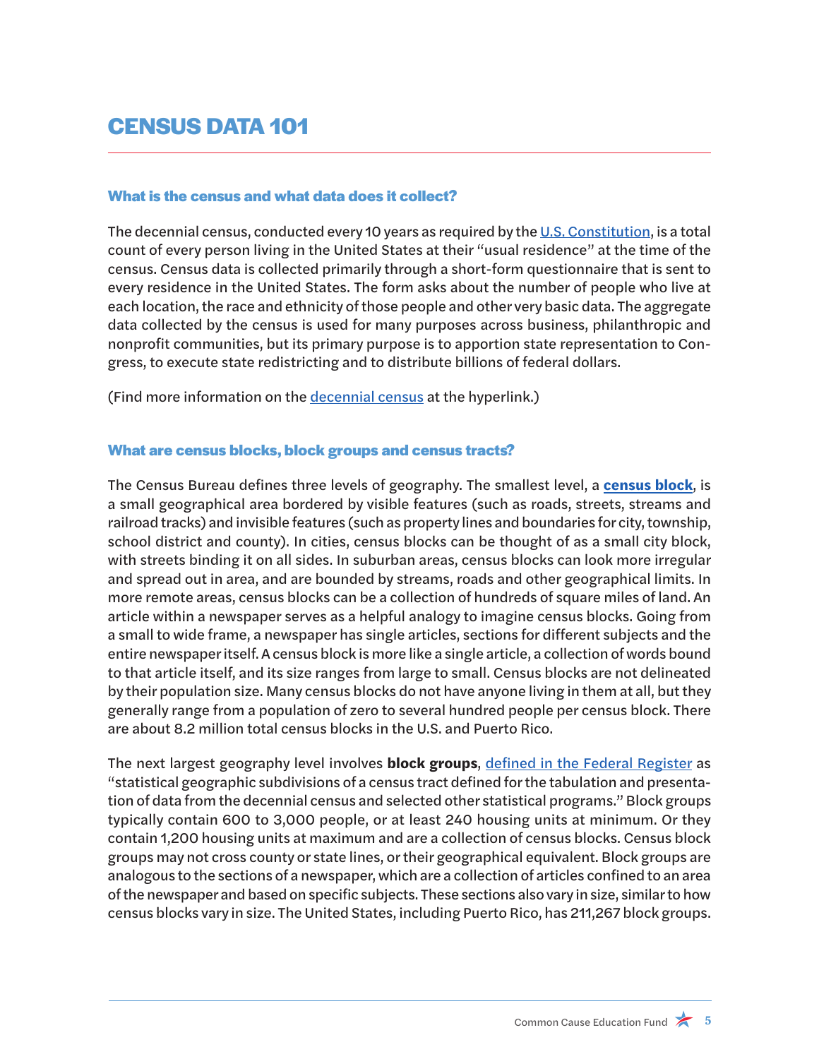# CENSUS DATA 101

### What is the census and what data does it collect?

The decennial census, conducted every 10 years as required by the U.S. Constitution, is a total count of every person living in the United States at their "usual residence" at the time of the census. Census data is collected primarily through a short-form questionnaire that is sent to every residence in the United States. The form asks about the number of people who live at each location, the race and ethnicity of those people and other very basic data. The aggregate data collected by the census is used for many purposes across business, philanthropic and nonprofit communities, but its primary purpose is to apportion state representation to Congress, to execute state redistricting and to distribute billions of federal dollars.

(Find more information on the decennial census at the hyperlink.)

### What are census blocks, block groups and census tracts?

The Census Bureau defines three levels of geography. The smallest level, a **census block**, is a small geographical area bordered by visible features (such as roads, streets, streams and railroad tracks) and invisible features (such as property lines and boundaries for city, township, school district and county). In cities, census blocks can be thought of as a small city block, with streets binding it on all sides. In suburban areas, census blocks can look more irregular and spread out in area, and are bounded by streams, roads and other geographical limits. In more remote areas, census blocks can be a collection of hundreds of square miles of land. An article within a newspaper serves as a helpful analogy to imagine census blocks. Going from a small to wide frame, a newspaper has single articles, sections for different subjects and the entire newspaper itself. A census block is more like a single article, a collection of words bound to that article itself, and its size ranges from large to small. Census blocks are not delineated by their population size. Many census blocks do not have anyone living in them at all, but they generally range from a population of zero to several hundred people per census block. There are about 8.2 million total census blocks in the U.S. and Puerto Rico.

The next largest geography level involves **block groups**, defined in the Federal Register as "statistical geographic subdivisions of a census tract defined for the tabulation and presentation of data from the decennial census and selected other statistical programs." Block groups typically contain 600 to 3,000 people, or at least 240 housing units at minimum. Or they contain 1,200 housing units at maximum and are a collection of census blocks. Census block groups may not cross county or state lines, or their geographical equivalent. Block groups are analogous to the sections of a newspaper, which are a collection of articles confined to an area of the newspaper and based on specific subjects. These sections also vary in size, similar to how census blocks vary in size. The United States, including Puerto Rico, has 211,267 block groups.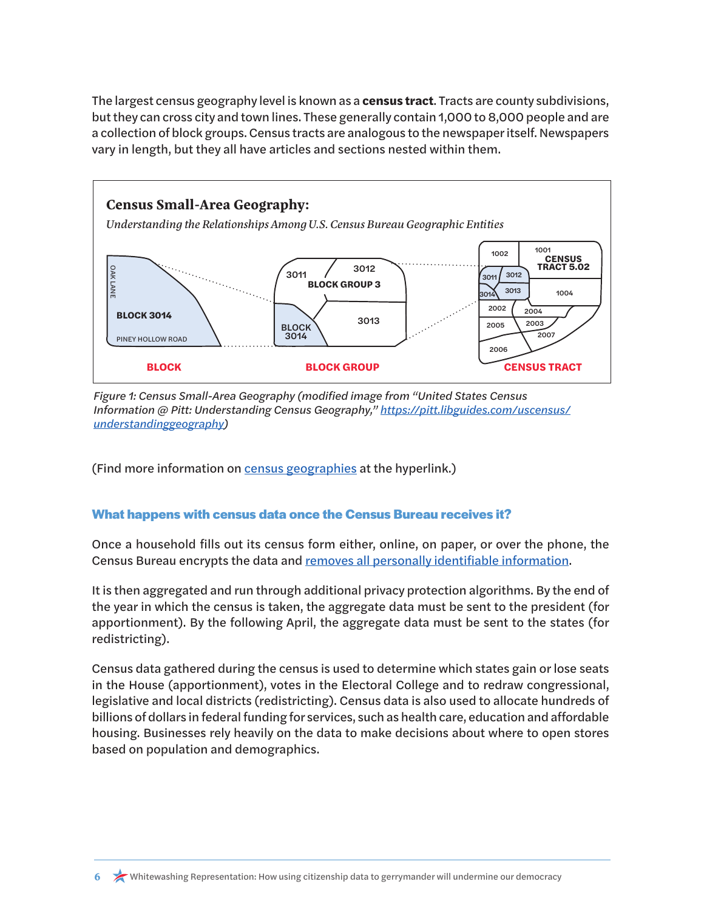The largest census geography level is known as a **census tract**. Tracts are county subdivisions, but they can cross city and town lines. These generally contain 1,000 to 8,000 people and are a collection of block groups. Census tracts are analogous to the newspaper itself. Newspapers vary in length, but they all have articles and sections nested within them.

**Census Small-Area Geography:**

*Understanding the Relationships Among U.S. Census Bureau Geographic Entities*

*Figure 1: Census Small-Area Geography (modified image from "United States Census Information @ Pitt: Understanding Census Geography," [https://pitt.libguides.com/uscensus/understandinggeography](https://pitt.libguides.com/uscensus/understandinggeography))*

(Find more information on census geographies at the hyperlink.)

### What happens with census data once the Census Bureau receives it?

Once a household fills out its census form either, online, on paper, or over the phone, the Census Bureau encrypts the data and removes all personally identifiable information.

It is then aggregated and run through additional privacy protection algorithms. By the end of the year in which the census is taken, the aggregate data must be sent to the president (for apportionment). By the following April, the aggregate data must be sent to the states (for redistricting).

Census data gathered during the census is used to determine which states gain or lose seats in the House (apportionment), votes in the Electoral College and to redraw congressional, legislative and local districts (redistricting). Census data is also used to allocate hundreds of billions of dollars in federal funding for services, such as health care, education and affordable housing. Businesses rely heavily on the data to make decisions about where to open stores based on population and demographics.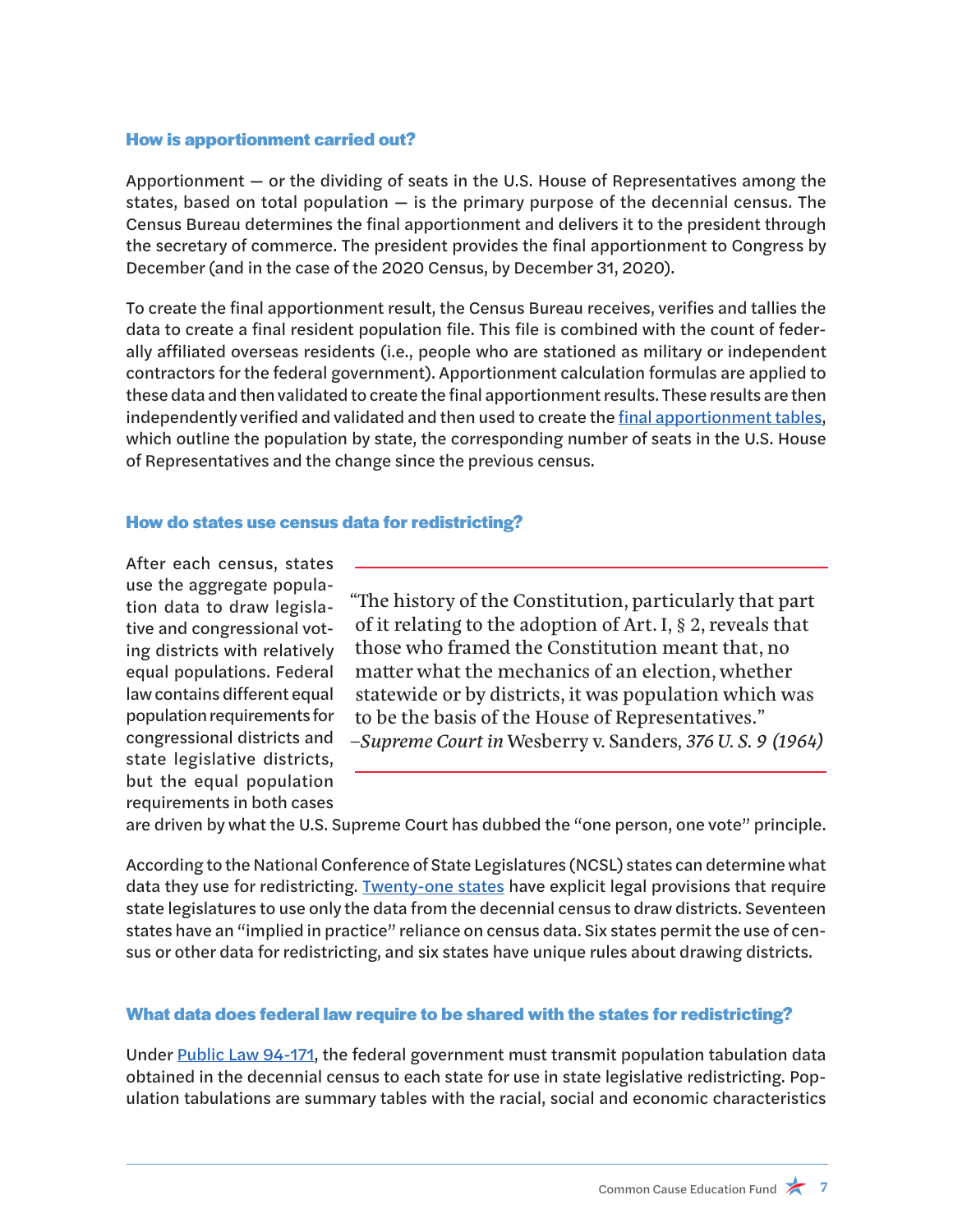### How is apportionment carried out?

Apportionment — or the dividing of seats in the U.S. House of Representatives among the states, based on total population — is the primary purpose of the decennial census. The Census Bureau determines the final apportionment and delivers it to the president through the secretary of commerce. The president provides the final apportionment to Congress by December (and in the case of the 2020 Census, by December 31, 2020).

To create the final apportionment result, the Census Bureau receives, verifies and tallies the data to create a final resident population file. This file is combined with the count of federally affiliated overseas residents (i.e., people who are stationed as military or independent contractors for the federal government). Apportionment calculation formulas are applied to these data and then validated to create the final apportionment results. These results are then independently verified and validated and then used to create the final apportionment tables, which outline the population by state, the corresponding number of seats in the U.S. House of Representatives and the change since the previous census.

### How do states use census data for redistricting?

After each census, states use the aggregate population data to draw legislative and congressional voting districts with relatively equal populations. Federal law contains different equal population requirements for congressional districts and state legislative districts, but the equal population requirements in both cases are driven by what the U.S. Supreme Court has dubbed the "one person, one vote" principle.

> "The history of the Constitution, particularly that part of it relating to the adoption of Art. I, § 2, reveals that those who framed the Constitution meant that, no matter what the mechanics of an election, whether statewide or by districts, it was population which was to be the basis of the House of Representatives."
> –*Supreme Court in* Wesberry v. Sanders, *376 U. S. 9 (1964)*

According to the National Conference of State Legislatures (NCSL) states can determine what data they use for redistricting. Twenty-one states have explicit legal provisions that require state legislatures to use only the data from the decennial census to draw districts. Seventeen states have an "implied in practice" reliance on census data. Six states permit the use of census or other data for redistricting, and six states have unique rules about drawing districts.

### What data does federal law require to be shared with the states for redistricting?

Under Public Law 94-171, the federal government must transmit population tabulation data obtained in the decennial census to each state for use in state legislative redistricting. Population tabulations are summary tables with the racial, social and economic characteristics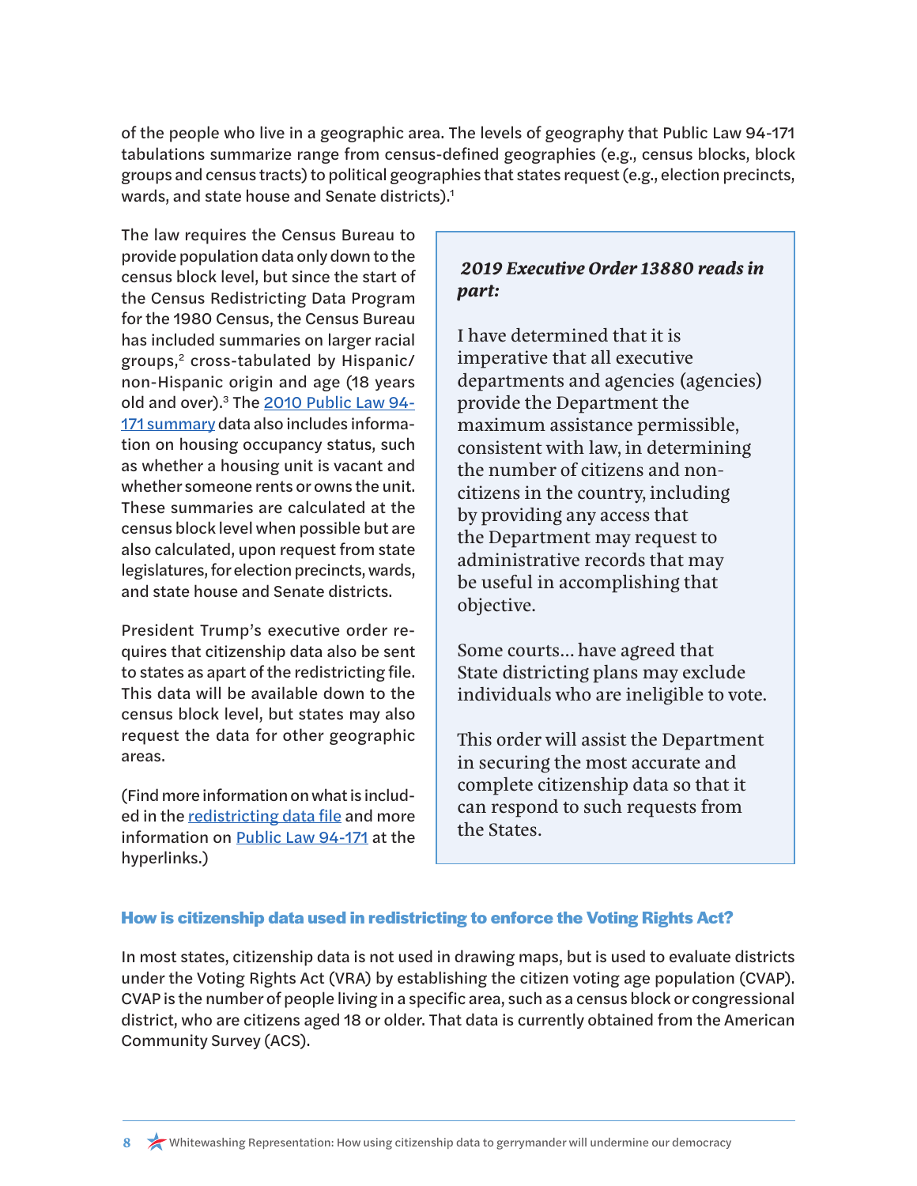of the people who live in a geographic area. The levels of geography that Public Law 94-171 tabulations summarize range from census-defined geographies (e.g., census blocks, block groups and census tracts) to political geographies that states request (e.g., election precincts, wards, and state house and Senate districts).[1]

The law requires the Census Bureau to provide population data only down to the census block level, but since the start of the Census Redistricting Data Program for the 1980 Census, the Census Bureau has included summaries on larger racial groups,[2] cross-tabulated by Hispanic/non-Hispanic origin and age (18 years old and over).[3] The [2010 Public Law 94-171 summary](#) data also includes information on housing occupancy status, such as whether a housing unit is vacant and whether someone rents or owns the unit. These summaries are calculated at the census block level when possible but are also calculated, upon request from state legislatures, for election precincts, wards, and state house and Senate districts.

President Trump's executive order requires that citizenship data also be sent to states as apart of the redistricting file. This data will be available down to the census block level, but states may also request the data for other geographic areas.

(Find more information on what is included in the [redistricting data file](#) and more information on [Public Law 94-171](#) at the hyperlinks.)

> ***2019 Executive Order 13880 reads in part:***
>
> I have determined that it is imperative that all executive departments and agencies (agencies) provide the Department the maximum assistance permissible, consistent with law, in determining the number of citizens and non-citizens in the country, including by providing any access that the Department may request to administrative records that may be useful in accomplishing that objective.
>
> Some courts... have agreed that State districting plans may exclude individuals who are ineligible to vote.
>
> This order will assist the Department in securing the most accurate and complete citizenship data so that it can respond to such requests from the States.

### How is citizenship data used in redistricting to enforce the Voting Rights Act?

In most states, citizenship data is not used in drawing maps, but is used to evaluate districts under the Voting Rights Act (VRA) by establishing the citizen voting age population (CVAP). CVAP is the number of people living in a specific area, such as a census block or congressional district, who are citizens aged 18 or older. That data is currently obtained from the American Community Survey (ACS).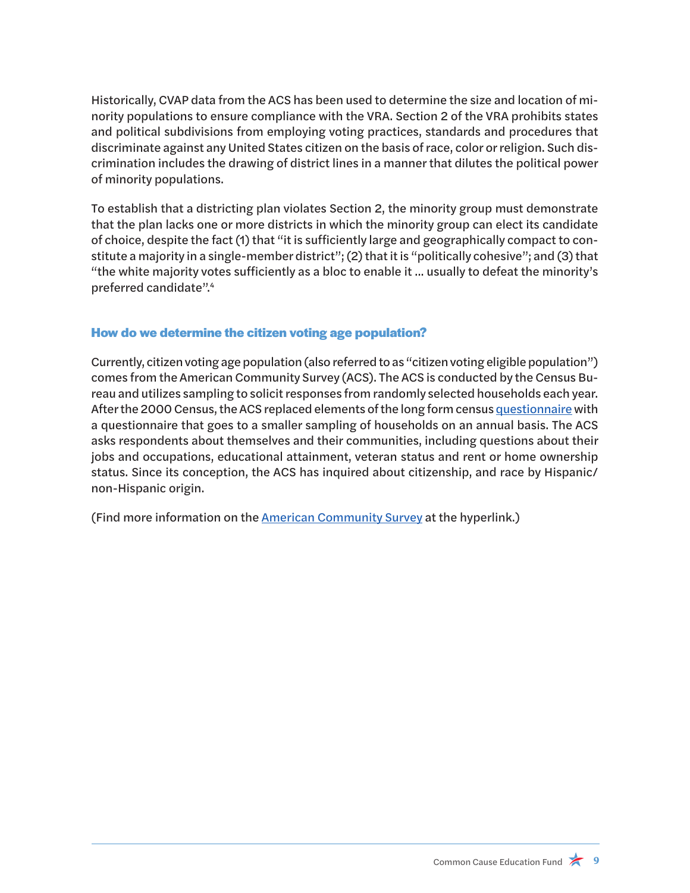Historically, CVAP data from the ACS has been used to determine the size and location of minority populations to ensure compliance with the VRA. Section 2 of the VRA prohibits states and political subdivisions from employing voting practices, standards and procedures that discriminate against any United States citizen on the basis of race, color or religion. Such discrimination includes the drawing of district lines in a manner that dilutes the political power of minority populations.

To establish that a districting plan violates Section 2, the minority group must demonstrate that the plan lacks one or more districts in which the minority group can elect its candidate of choice, despite the fact (1) that "it is sufficiently large and geographically compact to constitute a majority in a single-member district"; (2) that it is "politically cohesive"; and (3) that "the white majority votes sufficiently as a bloc to enable it … usually to defeat the minority's preferred candidate".[4]

### How do we determine the citizen voting age population?

Currently, citizen voting age population (also referred to as "citizen voting eligible population") comes from the American Community Survey (ACS). The ACS is conducted by the Census Bureau and utilizes sampling to solicit responses from randomly selected households each year. After the 2000 Census, the ACS replaced elements of the long form census questionnaire with a questionnaire that goes to a smaller sampling of households on an annual basis. The ACS asks respondents about themselves and their communities, including questions about their jobs and occupations, educational attainment, veteran status and rent or home ownership status. Since its conception, the ACS has inquired about citizenship, and race by Hispanic/non-Hispanic origin.

(Find more information on the American Community Survey at the hyperlink.)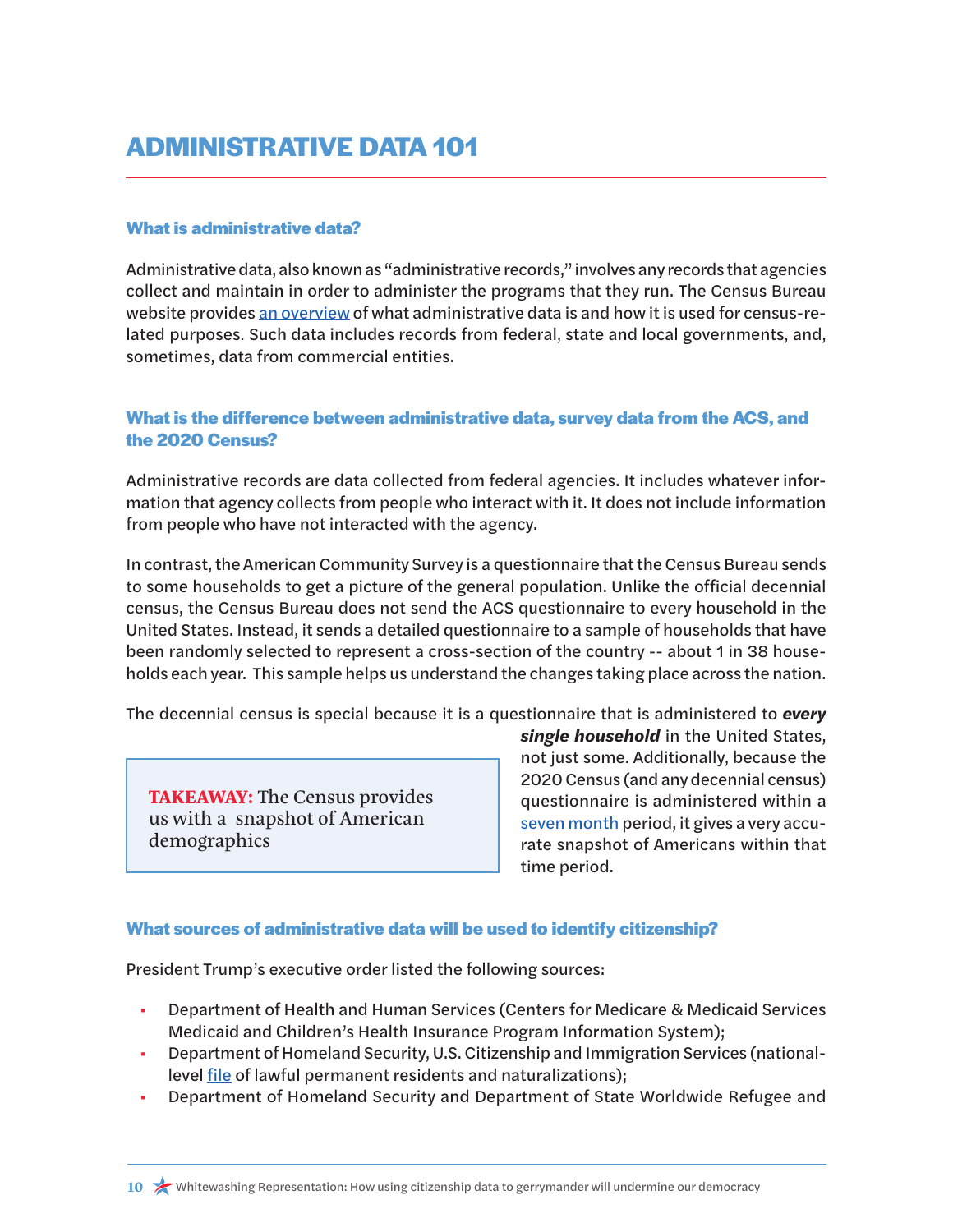# ADMINISTRATIVE DATA 101

### What is administrative data?

Administrative data, also known as "administrative records," involves any records that agencies collect and maintain in order to administer the programs that they run. The Census Bureau website provides an overview of what administrative data is and how it is used for census-related purposes. Such data includes records from federal, state and local governments, and, sometimes, data from commercial entities.

### What is the difference between administrative data, survey data from the ACS, and the 2020 Census?

Administrative records are data collected from federal agencies. It includes whatever information that agency collects from people who interact with it. It does not include information from people who have not interacted with the agency.

In contrast, the American Community Survey is a questionnaire that the Census Bureau sends to some households to get a picture of the general population. Unlike the official decennial census, the Census Bureau does not send the ACS questionnaire to every household in the United States. Instead, it sends a detailed questionnaire to a sample of households that have been randomly selected to represent a cross-section of the country -- about 1 in 38 households each year. This sample helps us understand the changes taking place across the nation.

The decennial census is special because it is a questionnaire that is administered to ***every single household*** in the United States, not just some. Additionally, because the 2020 Census (and any decennial census) questionnaire is administered within a seven month period, it gives a very accurate snapshot of Americans within that time period.

> **TAKEAWAY:** The Census provides us with a snapshot of American demographics

### What sources of administrative data will be used to identify citizenship?

President Trump's executive order listed the following sources:

- Department of Health and Human Services (Centers for Medicare & Medicaid Services Medicaid and Children's Health Insurance Program Information System);
- Department of Homeland Security, U.S. Citizenship and Immigration Services (national-level file of lawful permanent residents and naturalizations);
- Department of Homeland Security and Department of State Worldwide Refugee and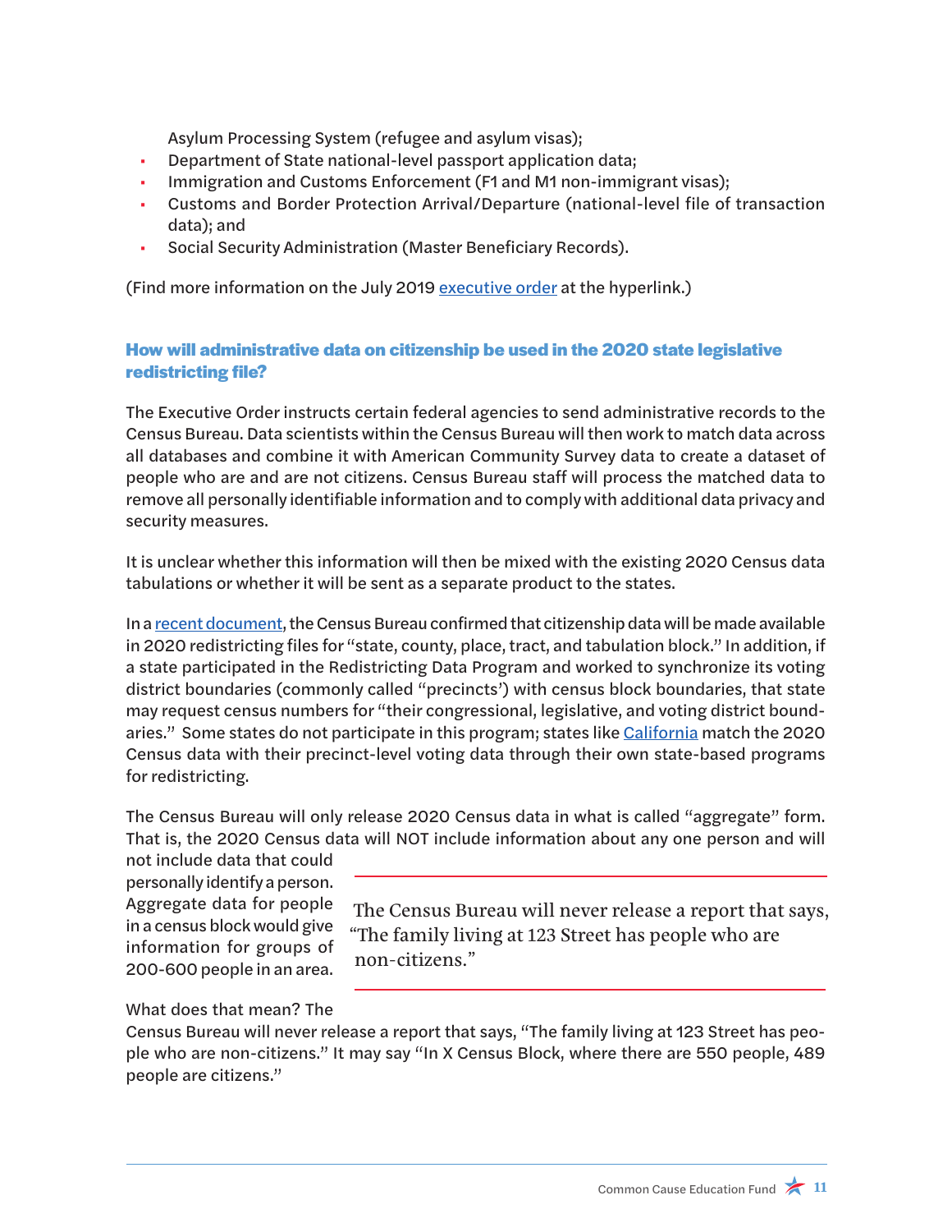Asylum Processing System (refugee and asylum visas);
- Department of State national-level passport application data;
- Immigration and Customs Enforcement (F1 and M1 non-immigrant visas);
- Customs and Border Protection Arrival/Departure (national-level file of transaction data); and
- Social Security Administration (Master Beneficiary Records).

(Find more information on the July 2019 executive order at the hyperlink.)

### How will administrative data on citizenship be used in the 2020 state legislative redistricting file?

The Executive Order instructs certain federal agencies to send administrative records to the Census Bureau. Data scientists within the Census Bureau will then work to match data across all databases and combine it with American Community Survey data to create a dataset of people who are and are not citizens. Census Bureau staff will process the matched data to remove all personally identifiable information and to comply with additional data privacy and security measures.

It is unclear whether this information will then be mixed with the existing 2020 Census data tabulations or whether it will be sent as a separate product to the states.

In a recent document, the Census Bureau confirmed that citizenship data will be made available in 2020 redistricting files for "state, county, place, tract, and tabulation block." In addition, if a state participated in the Redistricting Data Program and worked to synchronize its voting district boundaries (commonly called "precincts") with census block boundaries, that state may request census numbers for "their congressional, legislative, and voting district boundaries." Some states do not participate in this program; states like California match the 2020 Census data with their precinct-level voting data through their own state-based programs for redistricting.

The Census Bureau will only release 2020 Census data in what is called "aggregate" form. That is, the 2020 Census data will NOT include information about any one person and will not include data that could personally identify a person. Aggregate data for people in a census block would give information for groups of 200-600 people in an area.

> The Census Bureau will never release a report that says, "The family living at 123 Street has people who are non-citizens."

What does that mean? The Census Bureau will never release a report that says, "The family living at 123 Street has people who are non-citizens." It may say "In X Census Block, where there are 550 people, 489 people are citizens."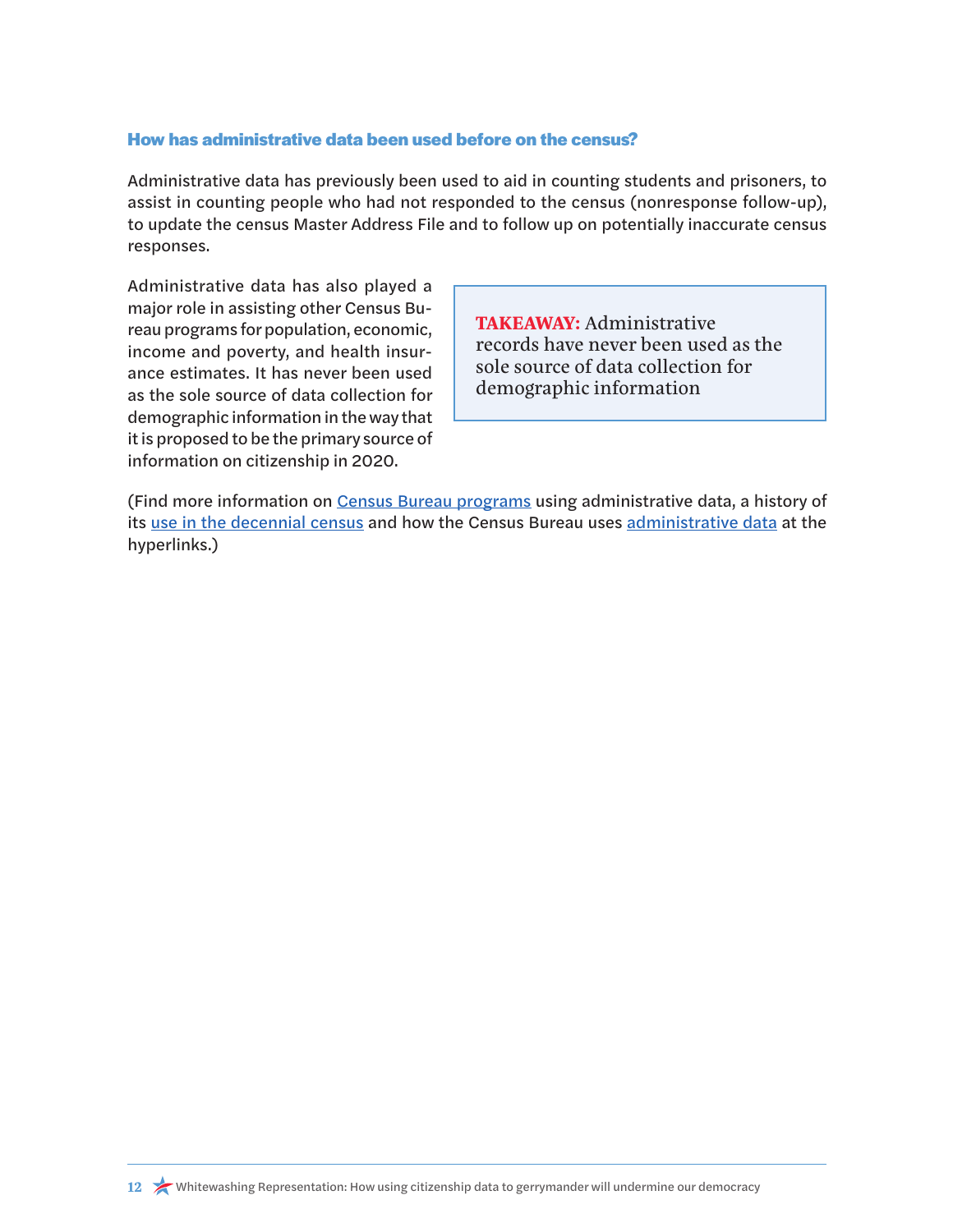### How has administrative data been used before on the census?

Administrative data has previously been used to aid in counting students and prisoners, to assist in counting people who had not responded to the census (nonresponse follow-up), to update the census Master Address File and to follow up on potentially inaccurate census responses.

Administrative data has also played a major role in assisting other Census Bureau programs for population, economic, income and poverty, and health insurance estimates. It has never been used as the sole source of data collection for demographic information in the way that it is proposed to be the primary source of information on citizenship in 2020.

> **TAKEAWAY:** Administrative records have never been used as the sole source of data collection for demographic information

(Find more information on Census Bureau programs using administrative data, a history of its use in the decennial census and how the Census Bureau uses administrative data at the hyperlinks.)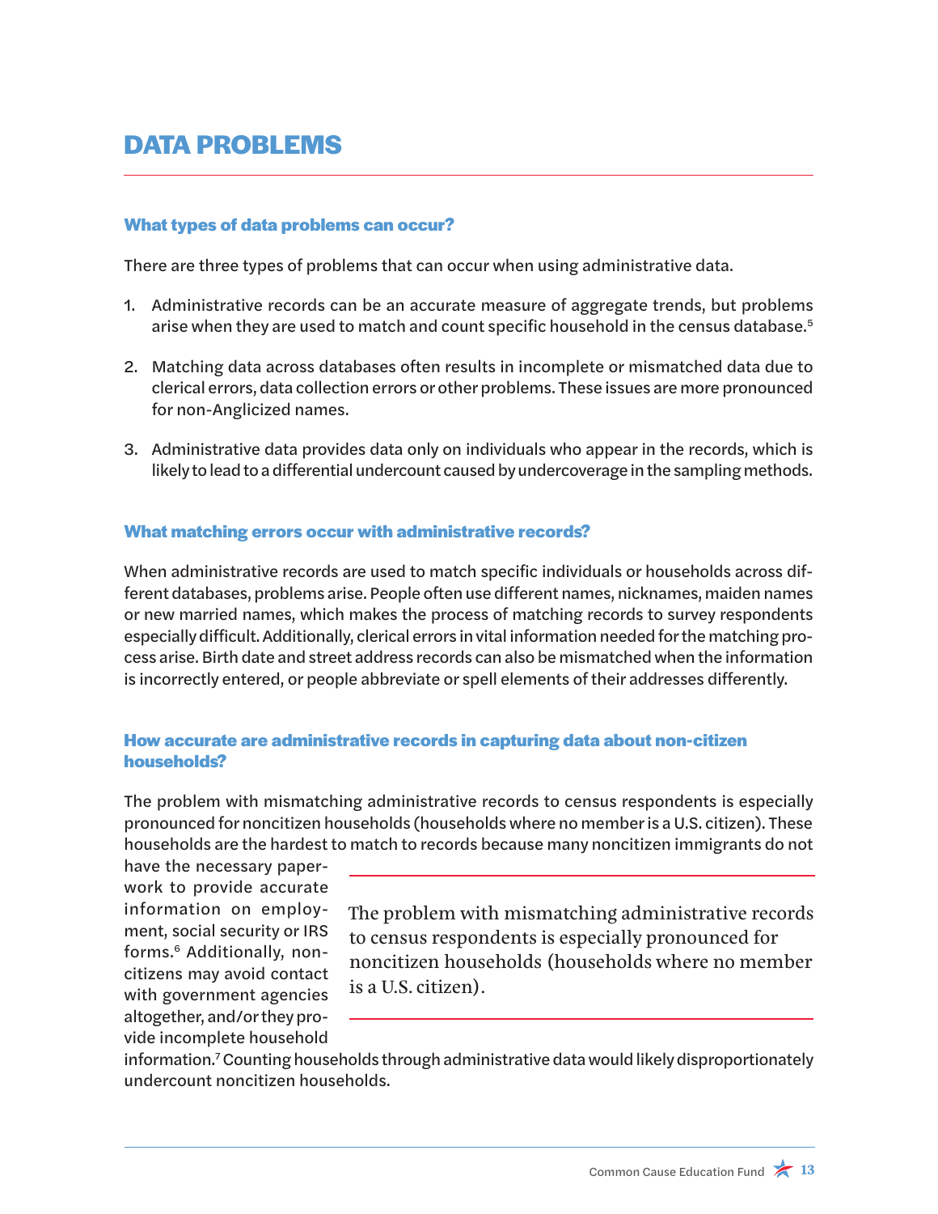# DATA PROBLEMS

### What types of data problems can occur?

There are three types of problems that can occur when using administrative data.

1. Administrative records can be an accurate measure of aggregate trends, but problems arise when they are used to match and count specific household in the census database.[5]

2. Matching data across databases often results in incomplete or mismatched data due to clerical errors, data collection errors or other problems. These issues are more pronounced for non-Anglicized names.

3. Administrative data provides data only on individuals who appear in the records, which is likely to lead to a differential undercount caused by undercoverage in the sampling methods.

### What matching errors occur with administrative records?

When administrative records are used to match specific individuals or households across different databases, problems arise. People often use different names, nicknames, maiden names or new married names, which makes the process of matching records to survey respondents especially difficult. Additionally, clerical errors in vital information needed for the matching process arise. Birth date and street address records can also be mismatched when the information is incorrectly entered, or people abbreviate or spell elements of their addresses differently.

### How accurate are administrative records in capturing data about non-citizen households?

The problem with mismatching administrative records to census respondents is especially pronounced for noncitizen households (households where no member is a U.S. citizen). These households are the hardest to match to records because many noncitizen immigrants do not have the necessary paperwork to provide accurate information on employment, social security or IRS forms.[6] Additionally, noncitizens may avoid contact with government agencies altogether, and/or they provide incomplete household information.[7] Counting households through administrative data would likely disproportionately undercount noncitizen households.

> The problem with mismatching administrative records to census respondents is especially pronounced for noncitizen households (households where no member is a U.S. citizen).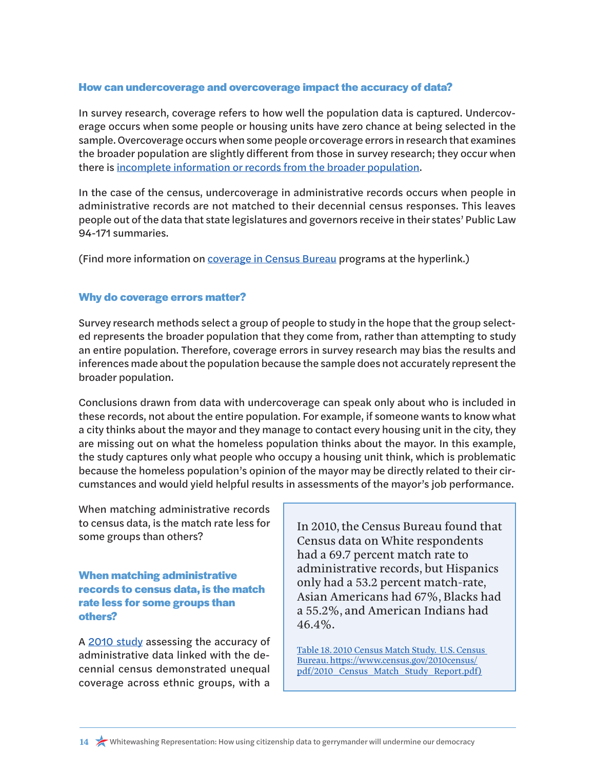### How can undercoverage and overcoverage impact the accuracy of data?

In survey research, coverage refers to how well the population data is captured. Undercoverage occurs when some people or housing units have zero chance at being selected in the sample. Overcoverage occurs when some people or coverage errors in research that examines the broader population are slightly different from those in survey research; they occur when there is [incomplete information or records from the broader population](#).

In the case of the census, undercoverage in administrative records occurs when people in administrative records are not matched to their decennial census responses. This leaves people out of the data that state legislatures and governors receive in their states' Public Law 94-171 summaries.

(Find more information on [coverage in Census Bureau](#) programs at the hyperlink.)

### Why do coverage errors matter?

Survey research methods select a group of people to study in the hope that the group selected represents the broader population that they come from, rather than attempting to study an entire population. Therefore, coverage errors in survey research may bias the results and inferences made about the population because the sample does not accurately represent the broader population.

Conclusions drawn from data with undercoverage can speak only about who is included in these records, not about the entire population. For example, if someone wants to know what a city thinks about the mayor and they manage to contact every housing unit in the city, they are missing out on what the homeless population thinks about the mayor. In this example, the study captures only what people who occupy a housing unit think, which is problematic because the homeless population's opinion of the mayor may be directly related to their circumstances and would yield helpful results in assessments of the mayor's job performance.

When matching administrative records to census data, is the match rate less for some groups than others?

### When matching administrative records to census data, is the match rate less for some groups than others?

A [2010 study](#) assessing the accuracy of administrative data linked with the decennial census demonstrated unequal coverage across ethnic groups, with a

> In 2010, the Census Bureau found that Census data on White respondents had a 69.7 percent match rate to administrative records, but Hispanics only had a 53.2 percent match-rate, Asian Americans had 67%, Blacks had a 55.2%, and American Indians had 46.4%.
>
> [Table 18. 2010 Census Match Study. U.S. Census Bureau. https://www.census.gov/2010census/pdf/2010_Census_Match_Study_Report.pdf)](https://www.census.gov/2010census/pdf/2010_Census_Match_Study_Report.pdf)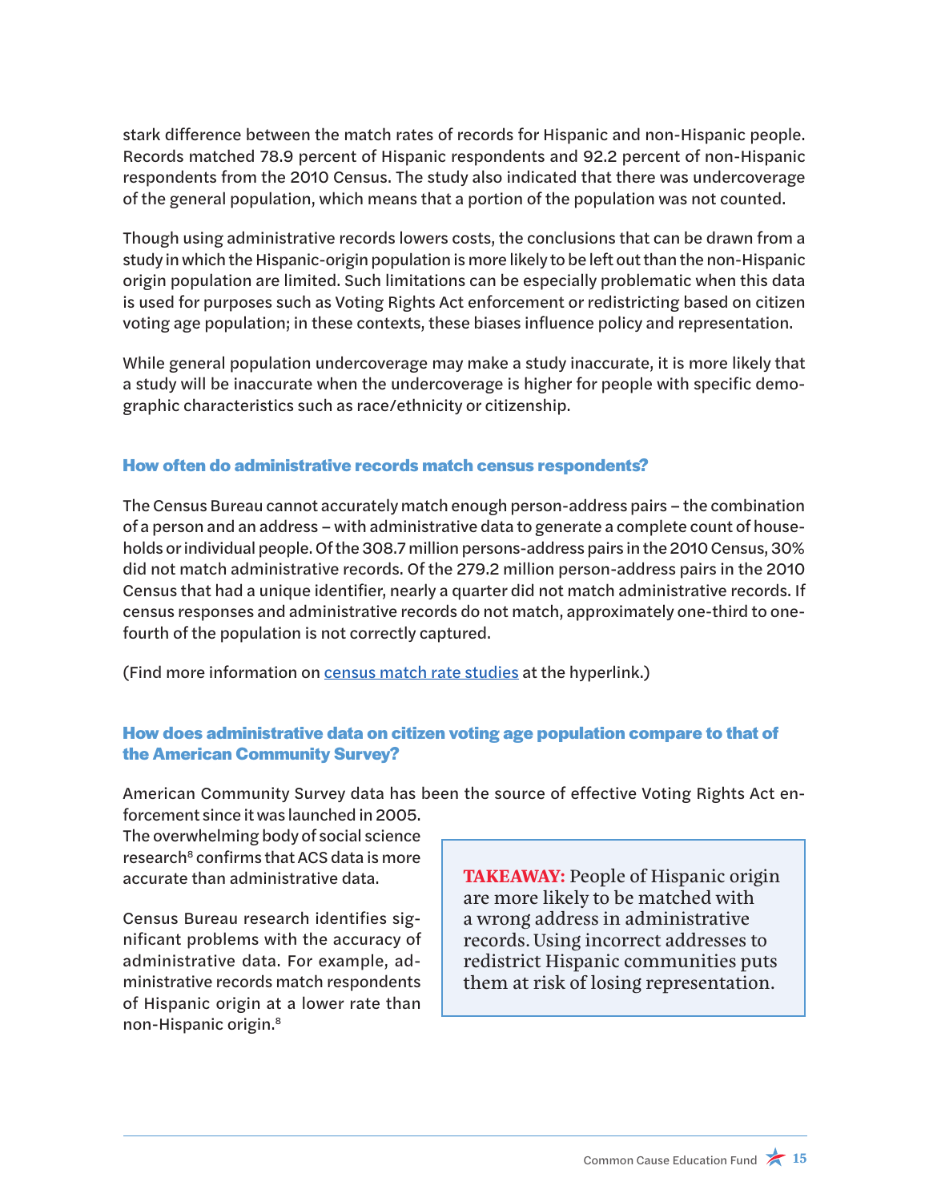stark difference between the match rates of records for Hispanic and non-Hispanic people. Records matched 78.9 percent of Hispanic respondents and 92.2 percent of non-Hispanic respondents from the 2010 Census. The study also indicated that there was undercoverage of the general population, which means that a portion of the population was not counted.

Though using administrative records lowers costs, the conclusions that can be drawn from a study in which the Hispanic-origin population is more likely to be left out than the non-Hispanic origin population are limited. Such limitations can be especially problematic when this data is used for purposes such as Voting Rights Act enforcement or redistricting based on citizen voting age population; in these contexts, these biases influence policy and representation.

While general population undercoverage may make a study inaccurate, it is more likely that a study will be inaccurate when the undercoverage is higher for people with specific demographic characteristics such as race/ethnicity or citizenship.

### How often do administrative records match census respondents?

The Census Bureau cannot accurately match enough person-address pairs – the combination of a person and an address – with administrative data to generate a complete count of households or individual people. Of the 308.7 million persons-address pairs in the 2010 Census, 30% did not match administrative records. Of the 279.2 million person-address pairs in the 2010 Census that had a unique identifier, nearly a quarter did not match administrative records. If census responses and administrative records do not match, approximately one-third to one-fourth of the population is not correctly captured.

(Find more information on census match rate studies at the hyperlink.)

### How does administrative data on citizen voting age population compare to that of the American Community Survey?

American Community Survey data has been the source of effective Voting Rights Act enforcement since it was launched in 2005. The overwhelming body of social science research[8] confirms that ACS data is more accurate than administrative data.

Census Bureau research identifies significant problems with the accuracy of administrative data. For example, administrative records match respondents of Hispanic origin at a lower rate than non-Hispanic origin.[8]

**TAKEAWAY:** People of Hispanic origin are more likely to be matched with a wrong address in administrative records. Using incorrect addresses to redistrict Hispanic communities puts them at risk of losing representation.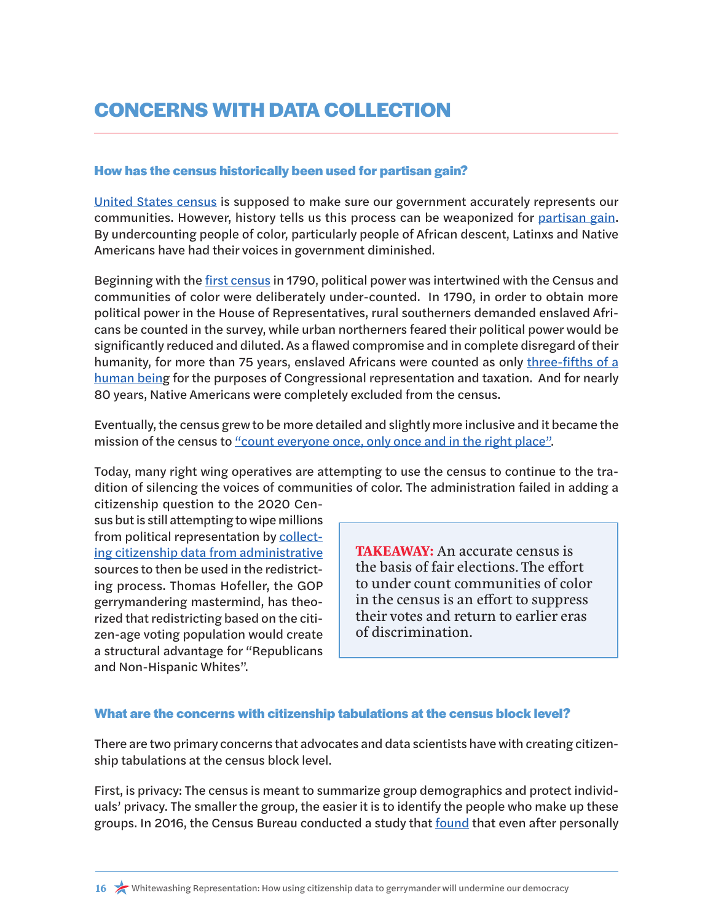# CONCERNS WITH DATA COLLECTION

### How has the census historically been used for partisan gain?

United States census is supposed to make sure our government accurately represents our communities. However, history tells us this process can be weaponized for partisan gain. By undercounting people of color, particularly people of African descent, Latinxs and Native Americans have had their voices in government diminished.

Beginning with the first census in 1790, political power was intertwined with the Census and communities of color were deliberately under-counted. In 1790, in order to obtain more political power in the House of Representatives, rural southerners demanded enslaved Africans be counted in the survey, while urban northerners feared their political power would be significantly reduced and diluted. As a flawed compromise and in complete disregard of their humanity, for more than 75 years, enslaved Africans were counted as only three-fifths of a human being for the purposes of Congressional representation and taxation. And for nearly 80 years, Native Americans were completely excluded from the census.

Eventually, the census grew to be more detailed and slightly more inclusive and it became the mission of the census to "count everyone once, only once and in the right place".

Today, many right wing operatives are attempting to use the census to continue to the tradition of silencing the voices of communities of color. The administration failed in adding a citizenship question to the 2020 Census but is still attempting to wipe millions from political representation by collecting citizenship data from administrative sources to then be used in the redistricting process. Thomas Hofeller, the GOP gerrymandering mastermind, has theorized that redistricting based on the citizen-age voting population would create a structural advantage for "Republicans and Non-Hispanic Whites".

> **TAKEAWAY:** An accurate census is the basis of fair elections. The effort to under count communities of color in the census is an effort to suppress their votes and return to earlier eras of discrimination.

### What are the concerns with citizenship tabulations at the census block level?

There are two primary concerns that advocates and data scientists have with creating citizenship tabulations at the census block level.

First, is privacy: The census is meant to summarize group demographics and protect individuals' privacy. The smaller the group, the easier it is to identify the people who make up these groups. In 2016, the Census Bureau conducted a study that found that even after personally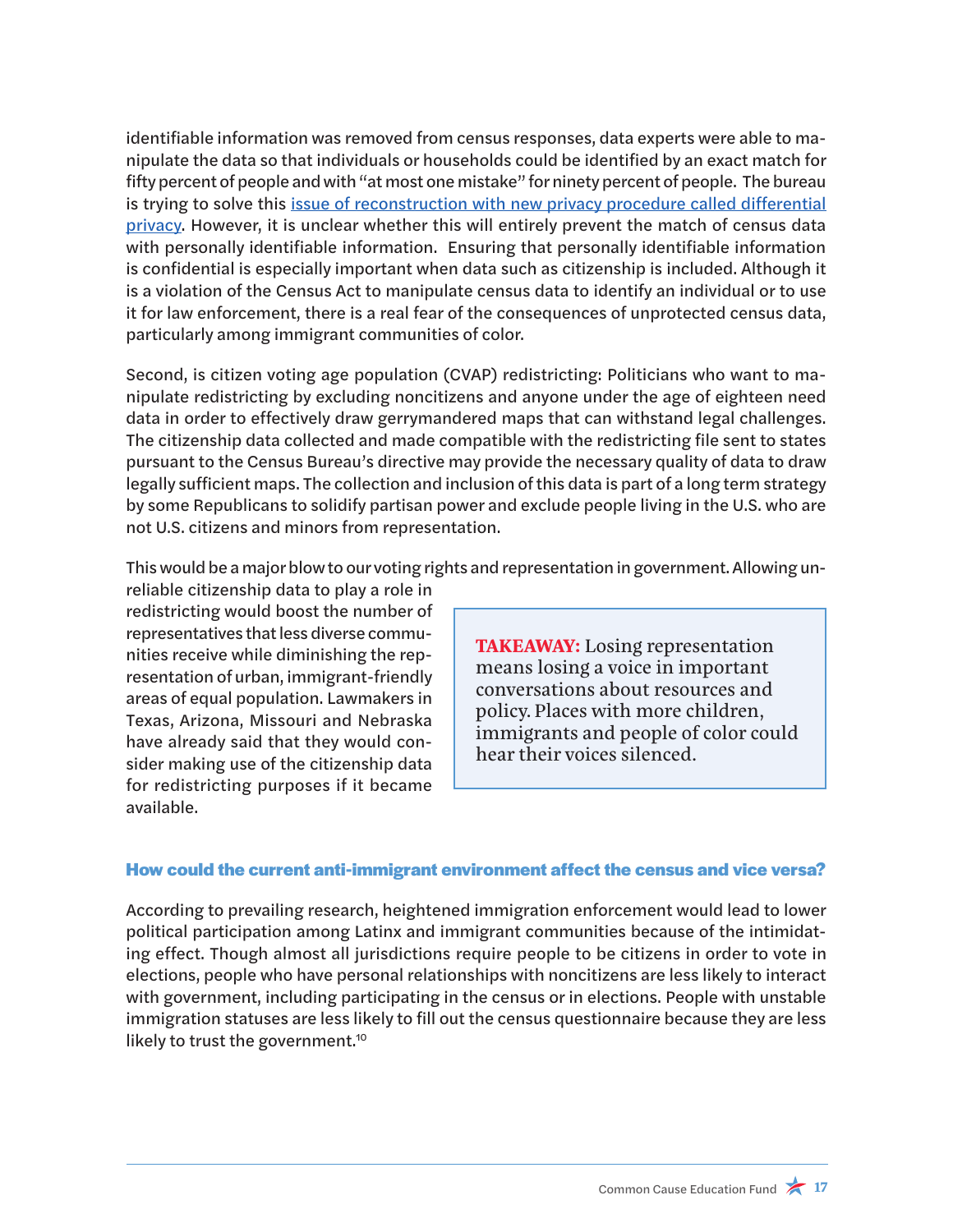identifiable information was removed from census responses, data experts were able to manipulate the data so that individuals or households could be identified by an exact match for fifty percent of people and with "at most one mistake" for ninety percent of people. The bureau is trying to solve this [issue of reconstruction with new privacy procedure called differential privacy](). However, it is unclear whether this will entirely prevent the match of census data with personally identifiable information. Ensuring that personally identifiable information is confidential is especially important when data such as citizenship is included. Although it is a violation of the Census Act to manipulate census data to identify an individual or to use it for law enforcement, there is a real fear of the consequences of unprotected census data, particularly among immigrant communities of color.

Second, is citizen voting age population (CVAP) redistricting: Politicians who want to manipulate redistricting by excluding noncitizens and anyone under the age of eighteen need data in order to effectively draw gerrymandered maps that can withstand legal challenges. The citizenship data collected and made compatible with the redistricting file sent to states pursuant to the Census Bureau's directive may provide the necessary quality of data to draw legally sufficient maps. The collection and inclusion of this data is part of a long term strategy by some Republicans to solidify partisan power and exclude people living in the U.S. who are not U.S. citizens and minors from representation.

This would be a major blow to our voting rights and representation in government. Allowing unreliable citizenship data to play a role in redistricting would boost the number of representatives that less diverse communities receive while diminishing the representation of urban, immigrant-friendly areas of equal population. Lawmakers in Texas, Arizona, Missouri and Nebraska have already said that they would consider making use of the citizenship data for redistricting purposes if it became available.

> **TAKEAWAY:** Losing representation means losing a voice in important conversations about resources and policy. Places with more children, immigrants and people of color could hear their voices silenced.

### How could the current anti-immigrant environment affect the census and vice versa?

According to prevailing research, heightened immigration enforcement would lead to lower political participation among Latinx and immigrant communities because of the intimidating effect. Though almost all jurisdictions require people to be citizens in order to vote in elections, people who have personal relationships with noncitizens are less likely to interact with government, including participating in the census or in elections. People with unstable immigration statuses are less likely to fill out the census questionnaire because they are less likely to trust the government.[10]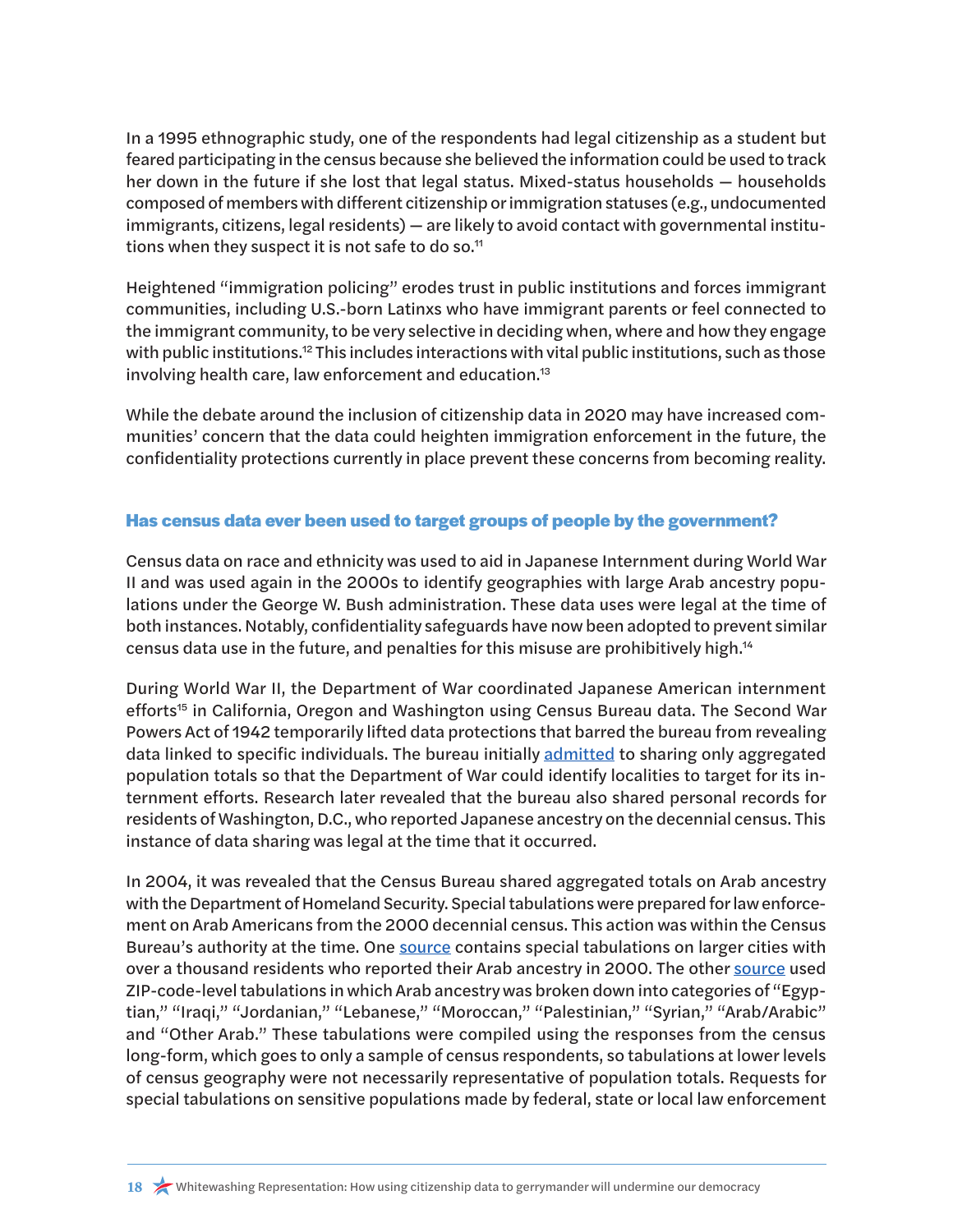In a 1995 ethnographic study, one of the respondents had legal citizenship as a student but feared participating in the census because she believed the information could be used to track her down in the future if she lost that legal status. Mixed-status households — households composed of members with different citizenship or immigration statuses (e.g., undocumented immigrants, citizens, legal residents) — are likely to avoid contact with governmental institutions when they suspect it is not safe to do so.[11]

Heightened "immigration policing" erodes trust in public institutions and forces immigrant communities, including U.S.-born Latinxs who have immigrant parents or feel connected to the immigrant community, to be very selective in deciding when, where and how they engage with public institutions.[12] This includes interactions with vital public institutions, such as those involving health care, law enforcement and education.[13]

While the debate around the inclusion of citizenship data in 2020 may have increased communities' concern that the data could heighten immigration enforcement in the future, the confidentiality protections currently in place prevent these concerns from becoming reality.

### Has census data ever been used to target groups of people by the government?

Census data on race and ethnicity was used to aid in Japanese Internment during World War II and was used again in the 2000s to identify geographies with large Arab ancestry populations under the George W. Bush administration. These data uses were legal at the time of both instances. Notably, confidentiality safeguards have now been adopted to prevent similar census data use in the future, and penalties for this misuse are prohibitively high.[14]

During World War II, the Department of War coordinated Japanese American internment efforts[15] in California, Oregon and Washington using Census Bureau data. The Second War Powers Act of 1942 temporarily lifted data protections that barred the bureau from revealing data linked to specific individuals. The bureau initially admitted to sharing only aggregated population totals so that the Department of War could identify localities to target for its internment efforts. Research later revealed that the bureau also shared personal records for residents of Washington, D.C., who reported Japanese ancestry on the decennial census. This instance of data sharing was legal at the time that it occurred.

In 2004, it was revealed that the Census Bureau shared aggregated totals on Arab ancestry with the Department of Homeland Security. Special tabulations were prepared for law enforcement on Arab Americans from the 2000 decennial census. This action was within the Census Bureau's authority at the time. One source contains special tabulations on larger cities with over a thousand residents who reported their Arab ancestry in 2000. The other source used ZIP-code-level tabulations in which Arab ancestry was broken down into categories of "Egyptian," "Iraqi," "Jordanian," "Lebanese," "Moroccan," "Palestinian," "Syrian," "Arab/Arabic" and "Other Arab." These tabulations were compiled using the responses from the census long-form, which goes to only a sample of census respondents, so tabulations at lower levels of census geography were not necessarily representative of population totals. Requests for special tabulations on sensitive populations made by federal, state or local law enforcement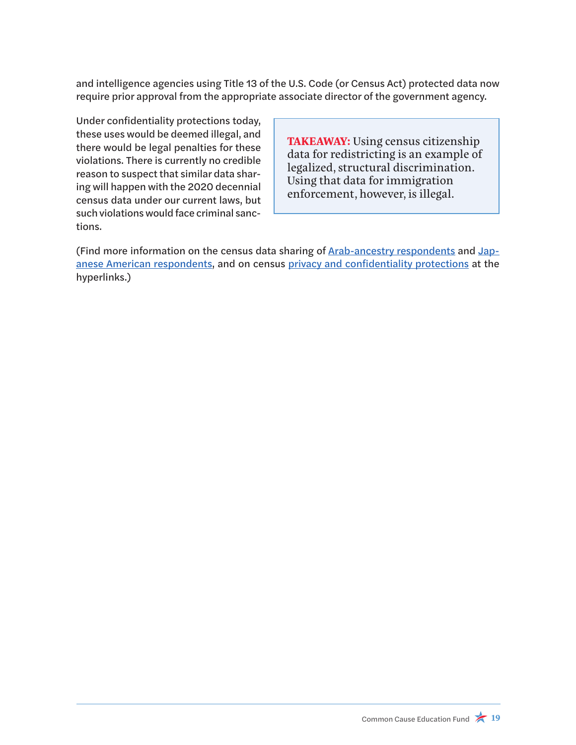and intelligence agencies using Title 13 of the U.S. Code (or Census Act) protected data now require prior approval from the appropriate associate director of the government agency.

Under confidentiality protections today, these uses would be deemed illegal, and there would be legal penalties for these violations. There is currently no credible reason to suspect that similar data sharing will happen with the 2020 decennial census data under our current laws, but such violations would face criminal sanctions.

> **TAKEAWAY:** Using census citizenship data for redistricting is an example of legalized, structural discrimination. Using that data for immigration enforcement, however, is illegal.

(Find more information on the census data sharing of Arab-ancestry respondents and Japanese American respondents, and on census privacy and confidentiality protections at the hyperlinks.)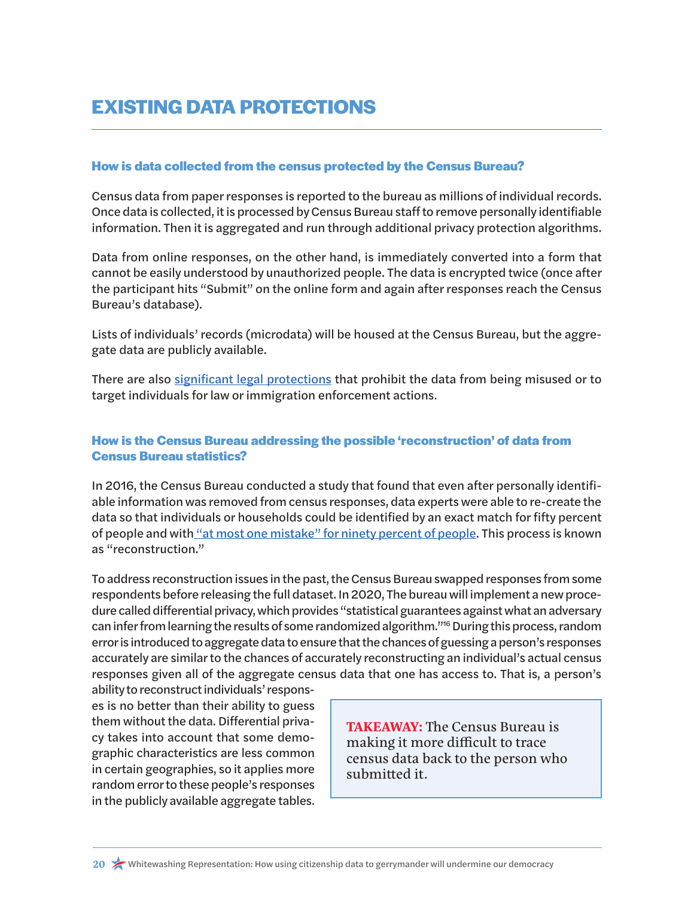# EXISTING DATA PROTECTIONS

### How is data collected from the census protected by the Census Bureau?

Census data from paper responses is reported to the bureau as millions of individual records. Once data is collected, it is processed by Census Bureau staff to remove personally identifiable information. Then it is aggregated and run through additional privacy protection algorithms.

Data from online responses, on the other hand, is immediately converted into a form that cannot be easily understood by unauthorized people. The data is encrypted twice (once after the participant hits "Submit" on the online form and again after responses reach the Census Bureau's database).

Lists of individuals' records (microdata) will be housed at the Census Bureau, but the aggregate data are publicly available.

There are also significant legal protections that prohibit the data from being misused or to target individuals for law or immigration enforcement actions.

### How is the Census Bureau addressing the possible 'reconstruction' of data from Census Bureau statistics?

In 2016, the Census Bureau conducted a study that found that even after personally identifiable information was removed from census responses, data experts were able to re-create the data so that individuals or households could be identified by an exact match for fifty percent of people and with "at most one mistake" for ninety percent of people. This process is known as "reconstruction."

To address reconstruction issues in the past, the Census Bureau swapped responses from some respondents before releasing the full dataset. In 2020, The bureau will implement a new procedure called differential privacy, which provides "statistical guarantees against what an adversary can infer from learning the results of some randomized algorithm."[16] During this process, random error is introduced to aggregate data to ensure that the chances of guessing a person's responses accurately are similar to the chances of accurately reconstructing an individual's actual census responses given all of the aggregate census data that one has access to. That is, a person's ability to reconstruct individuals' responses is no better than their ability to guess them without the data. Differential privacy takes into account that some demographic characteristics are less common in certain geographies, so it applies more random error to these people's responses in the publicly available aggregate tables.

**TAKEAWAY:** The Census Bureau is making it more difficult to trace census data back to the person who submitted it.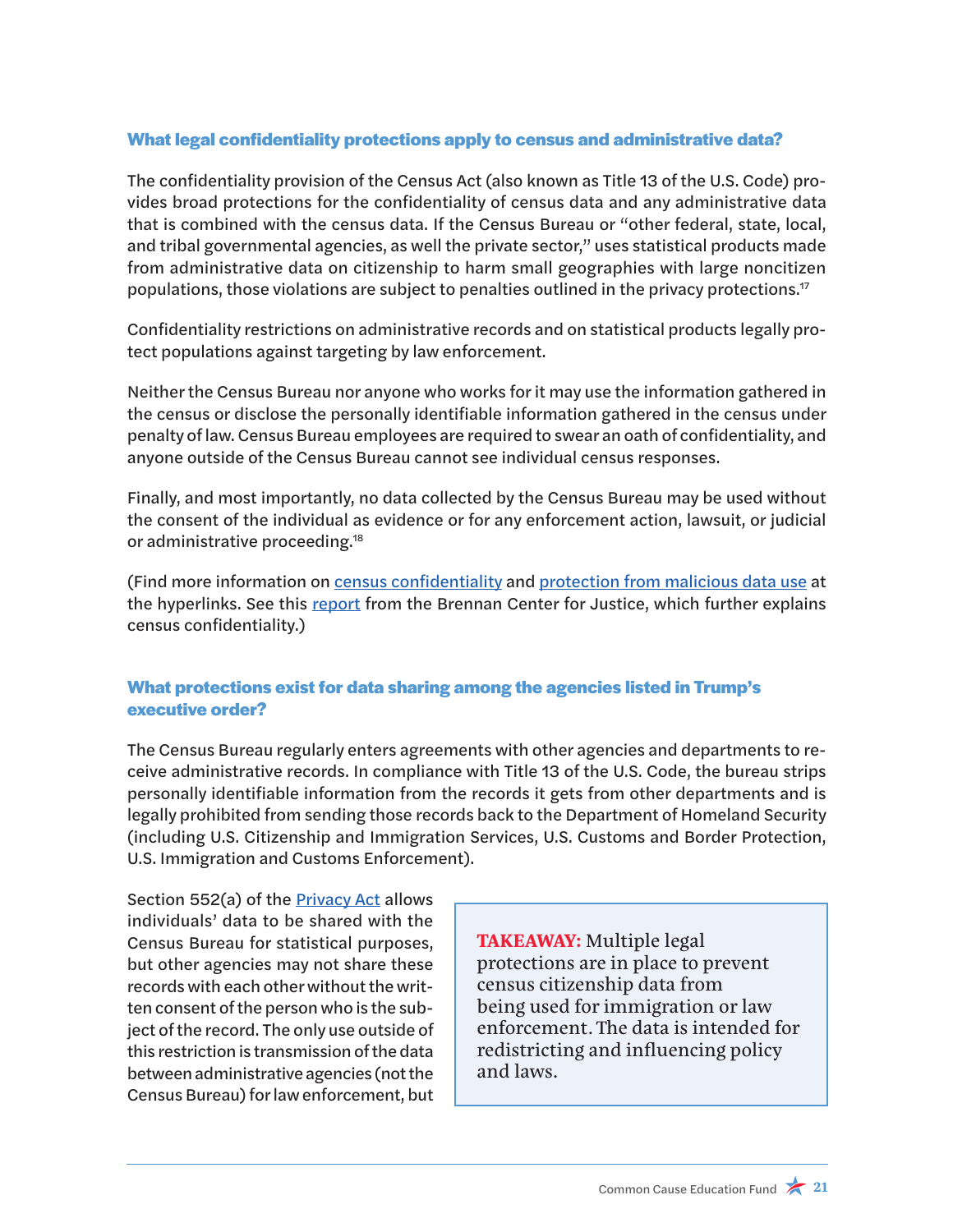### What legal confidentiality protections apply to census and administrative data?

The confidentiality provision of the Census Act (also known as Title 13 of the U.S. Code) provides broad protections for the confidentiality of census data and any administrative data that is combined with the census data. If the Census Bureau or "other federal, state, local, and tribal governmental agencies, as well the private sector," uses statistical products made from administrative data on citizenship to harm small geographies with large noncitizen populations, those violations are subject to penalties outlined in the privacy protections.[17]

Confidentiality restrictions on administrative records and on statistical products legally protect populations against targeting by law enforcement.

Neither the Census Bureau nor anyone who works for it may use the information gathered in the census or disclose the personally identifiable information gathered in the census under penalty of law. Census Bureau employees are required to swear an oath of confidentiality, and anyone outside of the Census Bureau cannot see individual census responses.

Finally, and most importantly, no data collected by the Census Bureau may be used without the consent of the individual as evidence or for any enforcement action, lawsuit, or judicial or administrative proceeding.[18]

(Find more information on census confidentiality and protection from malicious data use at the hyperlinks. See this report from the Brennan Center for Justice, which further explains census confidentiality.)

### What protections exist for data sharing among the agencies listed in Trump's executive order?

The Census Bureau regularly enters agreements with other agencies and departments to receive administrative records. In compliance with Title 13 of the U.S. Code, the bureau strips personally identifiable information from the records it gets from other departments and is legally prohibited from sending those records back to the Department of Homeland Security (including U.S. Citizenship and Immigration Services, U.S. Customs and Border Protection, U.S. Immigration and Customs Enforcement).

Section 552(a) of the Privacy Act allows individuals' data to be shared with the Census Bureau for statistical purposes, but other agencies may not share these records with each other without the written consent of the person who is the subject of the record. The only use outside of this restriction is transmission of the data between administrative agencies (not the Census Bureau) for law enforcement, but

> **TAKEAWAY:** Multiple legal protections are in place to prevent census citizenship data from being used for immigration or law enforcement. The data is intended for redistricting and influencing policy and laws.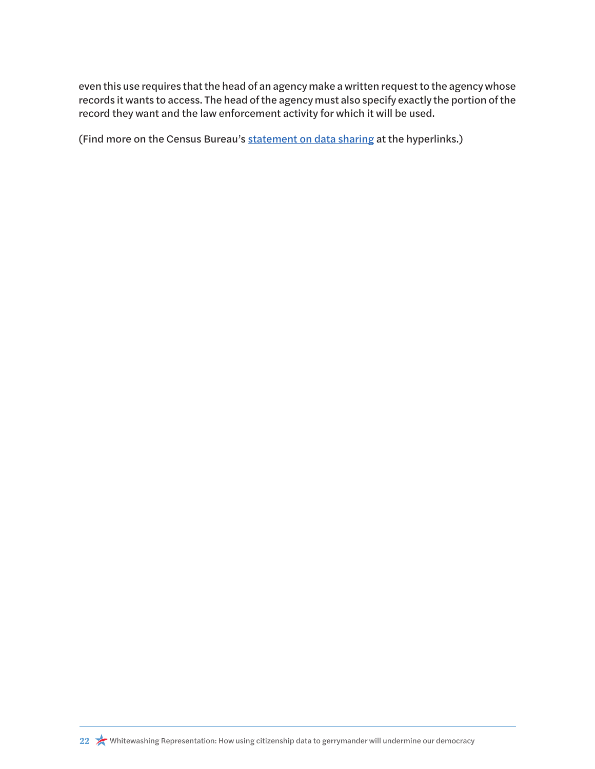even this use requires that the head of an agency make a written request to the agency whose records it wants to access. The head of the agency must also specify exactly the portion of the record they want and the law enforcement activity for which it will be used.

(Find more on the Census Bureau's statement on data sharing at the hyperlinks.)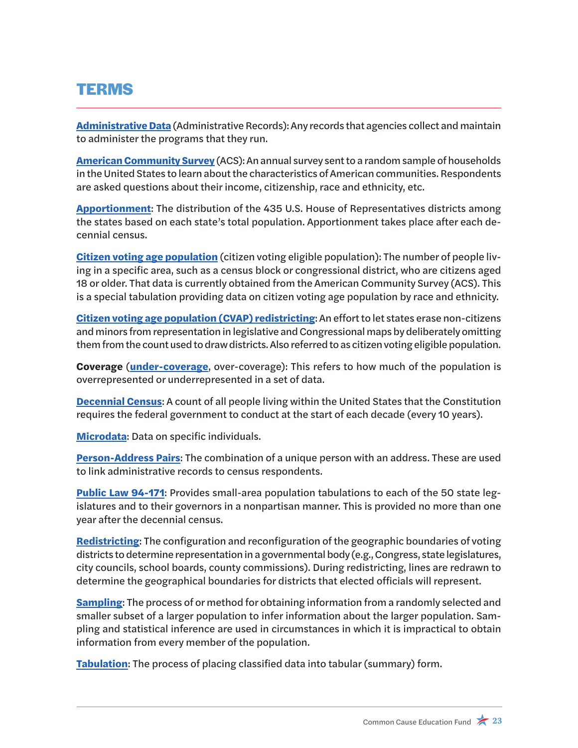## TERMS

**Administrative Data** (Administrative Records): Any records that agencies collect and maintain to administer the programs that they run.

**American Community Survey** (ACS): An annual survey sent to a random sample of households in the United States to learn about the characteristics of American communities. Respondents are asked questions about their income, citizenship, race and ethnicity, etc.

**Apportionment**: The distribution of the 435 U.S. House of Representatives districts among the states based on each state's total population. Apportionment takes place after each decennial census.

**Citizen voting age population** (citizen voting eligible population): The number of people living in a specific area, such as a census block or congressional district, who are citizens aged 18 or older. That data is currently obtained from the American Community Survey (ACS). This is a special tabulation providing data on citizen voting age population by race and ethnicity.

**Citizen voting age population (CVAP) redistricting**: An effort to let states erase non-citizens and minors from representation in legislative and Congressional maps by deliberately omitting them from the count used to draw districts. Also referred to as citizen voting eligible population.

**Coverage** (**under-coverage**, over-coverage): This refers to how much of the population is overrepresented or underrepresented in a set of data.

**Decennial Census**: A count of all people living within the United States that the Constitution requires the federal government to conduct at the start of each decade (every 10 years).

**Microdata**: Data on specific individuals.

**Person-Address Pairs**: The combination of a unique person with an address. These are used to link administrative records to census respondents.

**Public Law 94-171**: Provides small-area population tabulations to each of the 50 state legislatures and to their governors in a nonpartisan manner. This is provided no more than one year after the decennial census.

**Redistricting**: The configuration and reconfiguration of the geographic boundaries of voting districts to determine representation in a governmental body (e.g., Congress, state legislatures, city councils, school boards, county commissions). During redistricting, lines are redrawn to determine the geographical boundaries for districts that elected officials will represent.

**Sampling**: The process of or method for obtaining information from a randomly selected and smaller subset of a larger population to infer information about the larger population. Sampling and statistical inference are used in circumstances in which it is impractical to obtain information from every member of the population.

**Tabulation**: The process of placing classified data into tabular (summary) form.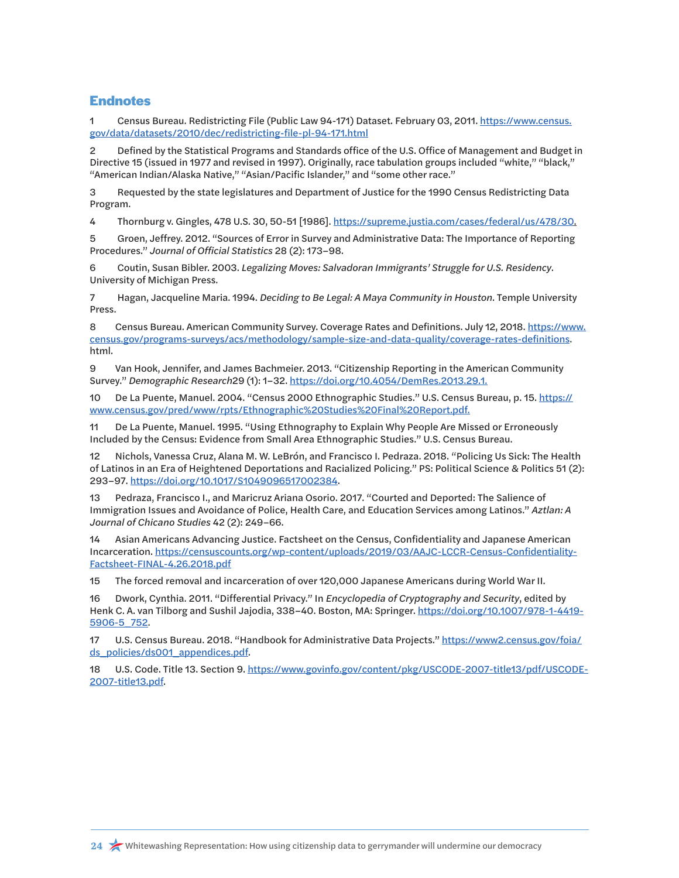## Endnotes

1 Census Bureau. Redistricting File (Public Law 94-171) Dataset. February 03, 2011. https://www.census.gov/data/datasets/2010/dec/redistricting-file-pl-94-171.html

2 Defined by the Statistical Programs and Standards office of the U.S. Office of Management and Budget in Directive 15 (issued in 1977 and revised in 1997). Originally, race tabulation groups included "white," "black," "American Indian/Alaska Native," "Asian/Pacific Islander," and "some other race."

3 Requested by the state legislatures and Department of Justice for the 1990 Census Redistricting Data Program.

4 Thornburg v. Gingles, 478 U.S. 30, 50-51 [1986]. https://supreme.justia.com/cases/federal/us/478/30.

5 Groen, Jeffrey. 2012. "Sources of Error in Survey and Administrative Data: The Importance of Reporting Procedures." *Journal of Official Statistics* 28 (2): 173–98.

6 Coutin, Susan Bibler. 2003. *Legalizing Moves: Salvadoran Immigrants' Struggle for U.S. Residency*. University of Michigan Press.

7 Hagan, Jacqueline Maria. 1994. *Deciding to Be Legal: A Maya Community in Houston*. Temple University Press.

8 Census Bureau. American Community Survey. Coverage Rates and Definitions. July 12, 2018. https://www.census.gov/programs-surveys/acs/methodology/sample-size-and-data-quality/coverage-rates-definitions.html.

9 Van Hook, Jennifer, and James Bachmeier. 2013. "Citizenship Reporting in the American Community Survey." *Demographic Research*29 (1): 1–32. https://doi.org/10.4054/DemRes.2013.29.1.

10 De La Puente, Manuel. 2004. "Census 2000 Ethnographic Studies." U.S. Census Bureau, p. 15. https://www.census.gov/pred/www/rpts/Ethnographic%20Studies%20Final%20Report.pdf.

11 De La Puente, Manuel. 1995. "Using Ethnography to Explain Why People Are Missed or Erroneously Included by the Census: Evidence from Small Area Ethnographic Studies." U.S. Census Bureau.

12 Nichols, Vanessa Cruz, Alana M. W. LeBrón, and Francisco I. Pedraza. 2018. "Policing Us Sick: The Health of Latinos in an Era of Heightened Deportations and Racialized Policing." PS: Political Science & Politics 51 (2): 293–97. https://doi.org/10.1017/S1049096517002384.

13 Pedraza, Francisco I., and Maricruz Ariana Osorio. 2017. "Courted and Deported: The Salience of Immigration Issues and Avoidance of Police, Health Care, and Education Services among Latinos." *Aztlan: A Journal of Chicano Studies* 42 (2): 249–66.

14 Asian Americans Advancing Justice. Factsheet on the Census, Confidentiality and Japanese American Incarceration. https://censuscounts.org/wp-content/uploads/2019/03/AAJC-LCCR-Census-Confidentiality-Factsheet-FINAL-4.26.2018.pdf

15 The forced removal and incarceration of over 120,000 Japanese Americans during World War II.

16 Dwork, Cynthia. 2011. "Differential Privacy." In *Encyclopedia of Cryptography and Security*, edited by Henk C. A. van Tilborg and Sushil Jajodia, 338–40. Boston, MA: Springer. https://doi.org/10.1007/978-1-4419-5906-5_752.

17 U.S. Census Bureau. 2018. "Handbook for Administrative Data Projects." https://www2.census.gov/foia/ds_policies/ds001_appendices.pdf.

18 U.S. Code. Title 13. Section 9. https://www.govinfo.gov/content/pkg/USCODE-2007-title13/pdf/USCODE-2007-title13.pdf.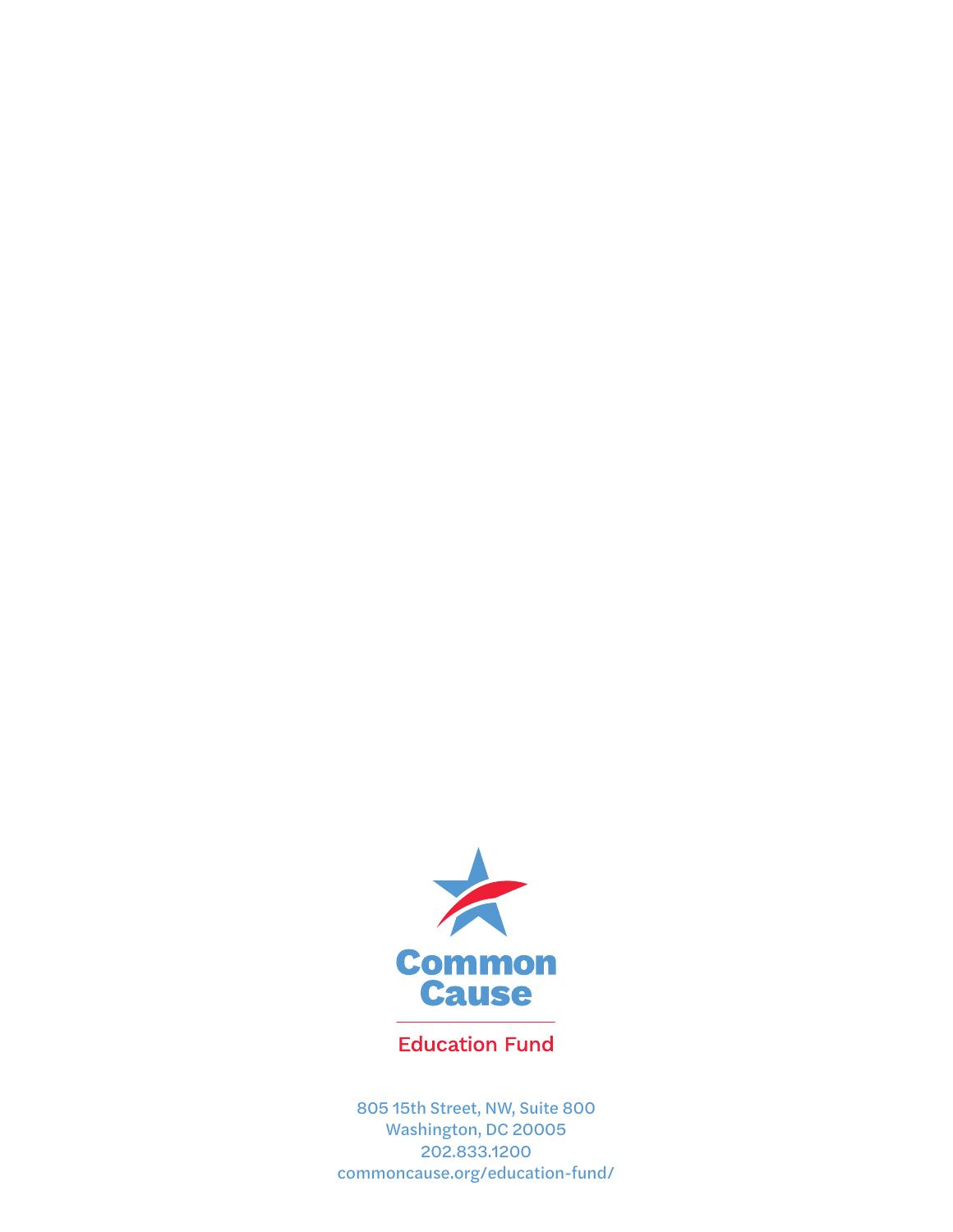Common Cause

Education Fund

805 15th Street, NW, Suite 800
Washington, DC 20005
202.833.1200
commoncause.org/education-fund/